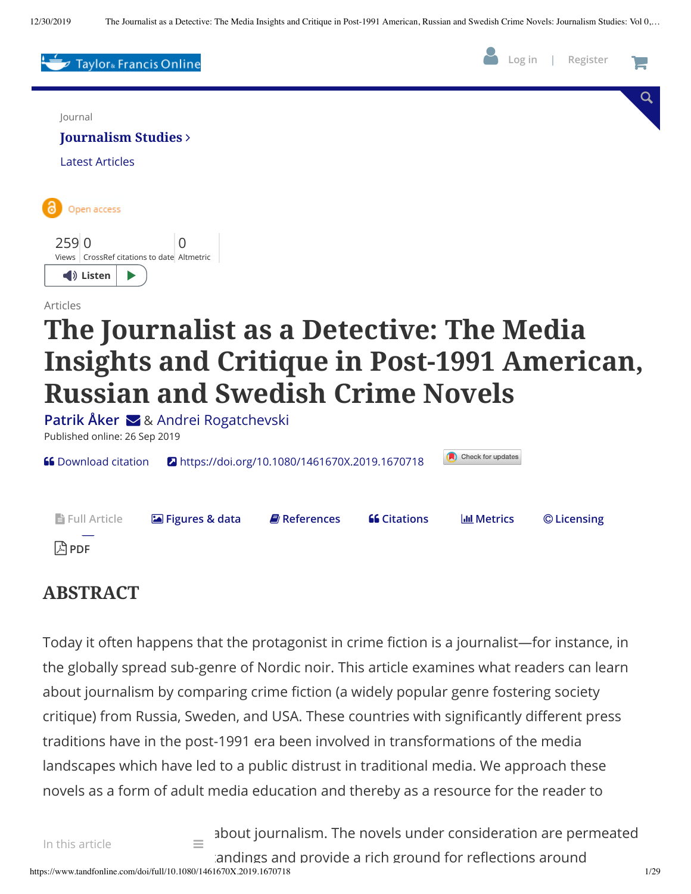Journal

**Journalism Studies**

Latest Articles

Open access

259 Views | 0 CrossRef citations to date | 0 Altmetric

Articles

# The Journalist as a Detective: The Media Insights and Critique in Post-1991 American, Russian and Swedish Crime Novels

Patrik Åker & Andrei Rogatchevski

Published online: 26 Sep 2019

https://doi.org/10.1080/1461670X.2019.1670718

## ABSTRACT

Today it often happens that the protagonist in crime fiction is a journalist—for instance, in the globally spread sub-genre of Nordic noir. This article examines what readers can learn about journalism by comparing crime fiction (a widely popular genre fostering society critique) from Russia, Sweden, and USA. These countries with significantly different press traditions have in the post-1991 era been involved in transformations of the media landscapes which have led to a public distrust in traditional media. We approach these novels as a form of adult media education and thereby as a resource for the reader to

about journalism. The novels under consideration are permeated andings and provide a rich ground for reflections around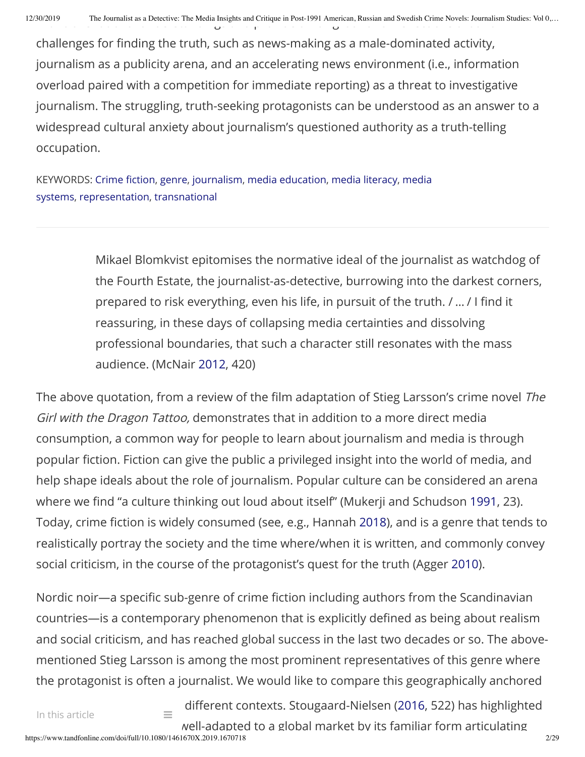challenges for finding the truth, such as news-making as a male-dominated activity, journalism as a publicity arena, and an accelerating news environment (i.e., information overload paired with a competition for immediate reporting) as a threat to investigative journalism. The struggling, truth-seeking protagonists can be understood as an answer to a widespread cultural anxiety about journalism's questioned authority as a truth-telling occupation.

KEYWORDS: Crime fiction, genre, journalism, media education, media literacy, media systems, representation, transnational

---

> Mikael Blomkvist epitomises the normative ideal of the journalist as watchdog of the Fourth Estate, the journalist-as-detective, burrowing into the darkest corners, prepared to risk everything, even his life, in pursuit of the truth. / … / I find it reassuring, in these days of collapsing media certainties and dissolving professional boundaries, that such a character still resonates with the mass audience. (McNair 2012, 420)

The above quotation, from a review of the film adaptation of Stieg Larsson's crime novel *The Girl with the Dragon Tattoo,* demonstrates that in addition to a more direct media consumption, a common way for people to learn about journalism and media is through popular fiction. Fiction can give the public a privileged insight into the world of media, and help shape ideals about the role of journalism. Popular culture can be considered an arena where we find "a culture thinking out loud about itself" (Mukerji and Schudson 1991, 23). Today, crime fiction is widely consumed (see, e.g., Hannah 2018), and is a genre that tends to realistically portray the society and the time where/when it is written, and commonly convey social criticism, in the course of the protagonist's quest for the truth (Agger 2010).

Nordic noir—a specific sub-genre of crime fiction including authors from the Scandinavian countries—is a contemporary phenomenon that is explicitly defined as being about realism and social criticism, and has reached global success in the last two decades or so. The above-mentioned Stieg Larsson is among the most prominent representatives of this genre where the protagonist is often a journalist. We would like to compare this geographically anchored

… different contexts. Stougaard-Nielsen (2016, 522) has highlighted … well-adapted to a global market by its familiar form articulating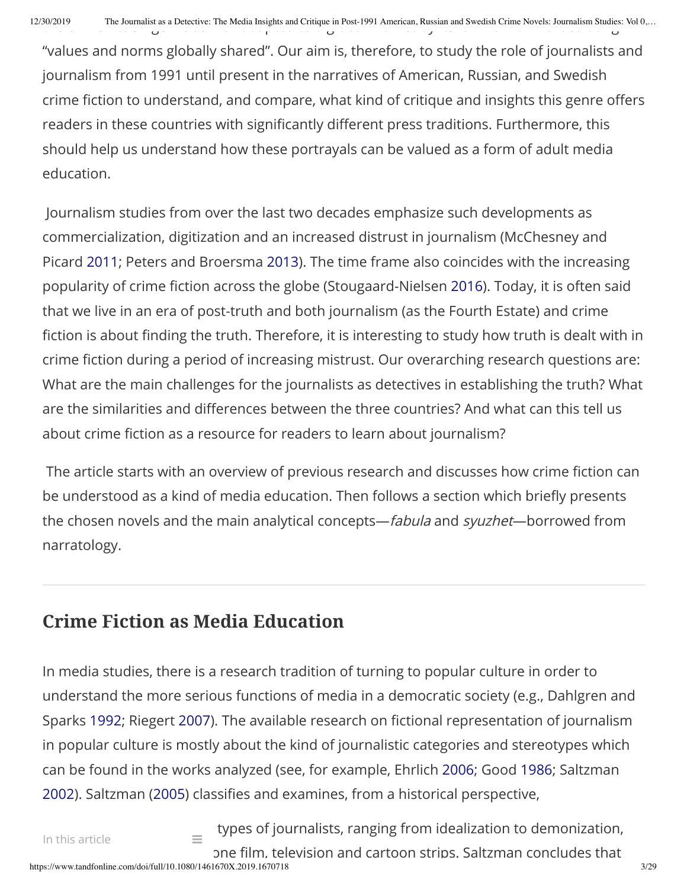"values and norms globally shared". Our aim is, therefore, to study the role of journalists and journalism from 1991 until present in the narratives of American, Russian, and Swedish crime fiction to understand, and compare, what kind of critique and insights this genre offers readers in these countries with significantly different press traditions. Furthermore, this should help us understand how these portrayals can be valued as a form of adult media education.

Journalism studies from over the last two decades emphasize such developments as commercialization, digitization and an increased distrust in journalism (McChesney and Picard 2011; Peters and Broersma 2013). The time frame also coincides with the increasing popularity of crime fiction across the globe (Stougaard-Nielsen 2016). Today, it is often said that we live in an era of post-truth and both journalism (as the Fourth Estate) and crime fiction is about finding the truth. Therefore, it is interesting to study how truth is dealt with in crime fiction during a period of increasing mistrust. Our overarching research questions are: What are the main challenges for the journalists as detectives in establishing the truth? What are the similarities and differences between the three countries? And what can this tell us about crime fiction as a resource for readers to learn about journalism?

The article starts with an overview of previous research and discusses how crime fiction can be understood as a kind of media education. Then follows a section which briefly presents the chosen novels and the main analytical concepts—*fabula* and *syuzhet*—borrowed from narratology.

## Crime Fiction as Media Education

In media studies, there is a research tradition of turning to popular culture in order to understand the more serious functions of media in a democratic society (e.g., Dahlgren and Sparks 1992; Riegert 2007). The available research on fictional representation of journalism in popular culture is mostly about the kind of journalistic categories and stereotypes which can be found in the works analyzed (see, for example, Ehrlich 2006; Good 1986; Saltzman 2002). Saltzman (2005) classifies and examines, from a historical perspective,

types of journalists, ranging from idealization to demonization,

one film, television and cartoon strips. Saltzman concludes that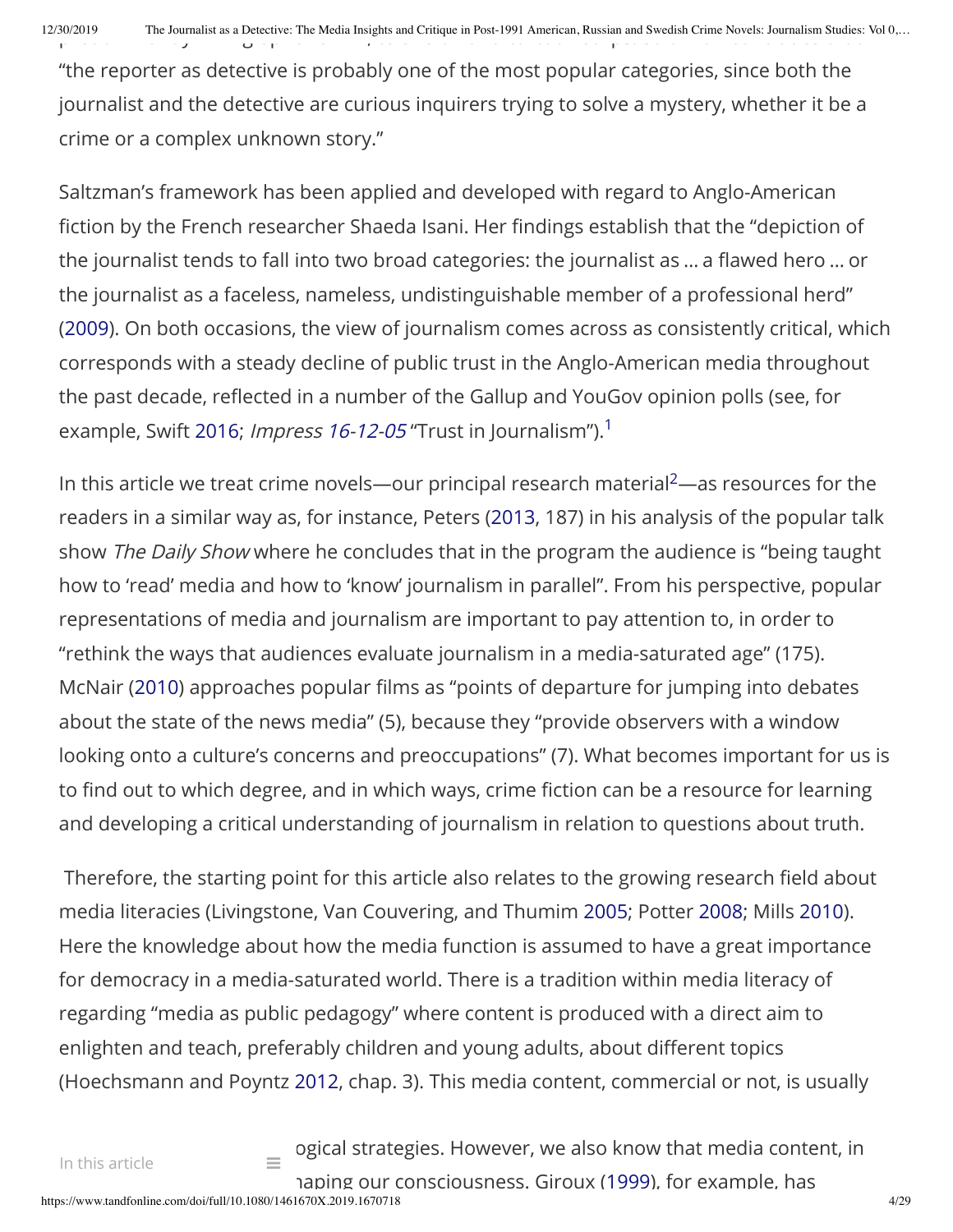"the reporter as detective is probably one of the most popular categories, since both the journalist and the detective are curious inquirers trying to solve a mystery, whether it be a crime or a complex unknown story."

Saltzman's framework has been applied and developed with regard to Anglo-American fiction by the French researcher Shaeda Isani. Her findings establish that the "depiction of the journalist tends to fall into two broad categories: the journalist as … a flawed hero … or the journalist as a faceless, nameless, undistinguishable member of a professional herd" (2009). On both occasions, the view of journalism comes across as consistently critical, which corresponds with a steady decline of public trust in the Anglo-American media throughout the past decade, reflected in a number of the Gallup and YouGov opinion polls (see, for example, Swift 2016; *Impress 16-12-05* "Trust in Journalism").[1]

In this article we treat crime novels—our principal research material[2]—as resources for the readers in a similar way as, for instance, Peters (2013, 187) in his analysis of the popular talk show *The Daily Show* where he concludes that in the program the audience is "being taught how to 'read' media and how to 'know' journalism in parallel". From his perspective, popular representations of media and journalism are important to pay attention to, in order to "rethink the ways that audiences evaluate journalism in a media-saturated age" (175). McNair (2010) approaches popular films as "points of departure for jumping into debates about the state of the news media" (5), because they "provide observers with a window looking onto a culture's concerns and preoccupations" (7). What becomes important for us is to find out to which degree, and in which ways, crime fiction can be a resource for learning and developing a critical understanding of journalism in relation to questions about truth.

Therefore, the starting point for this article also relates to the growing research field about media literacies (Livingstone, Van Couvering, and Thumim 2005; Potter 2008; Mills 2010). Here the knowledge about how the media function is assumed to have a great importance for democracy in a media-saturated world. There is a tradition within media literacy of regarding "media as public pedagogy" where content is produced with a direct aim to enlighten and teach, preferably children and young adults, about different topics (Hoechsmann and Poyntz 2012, chap. 3). This media content, commercial or not, is usually

…ogical strategies. However, we also know that media content, in …haping our consciousness. Giroux (1999), for example, has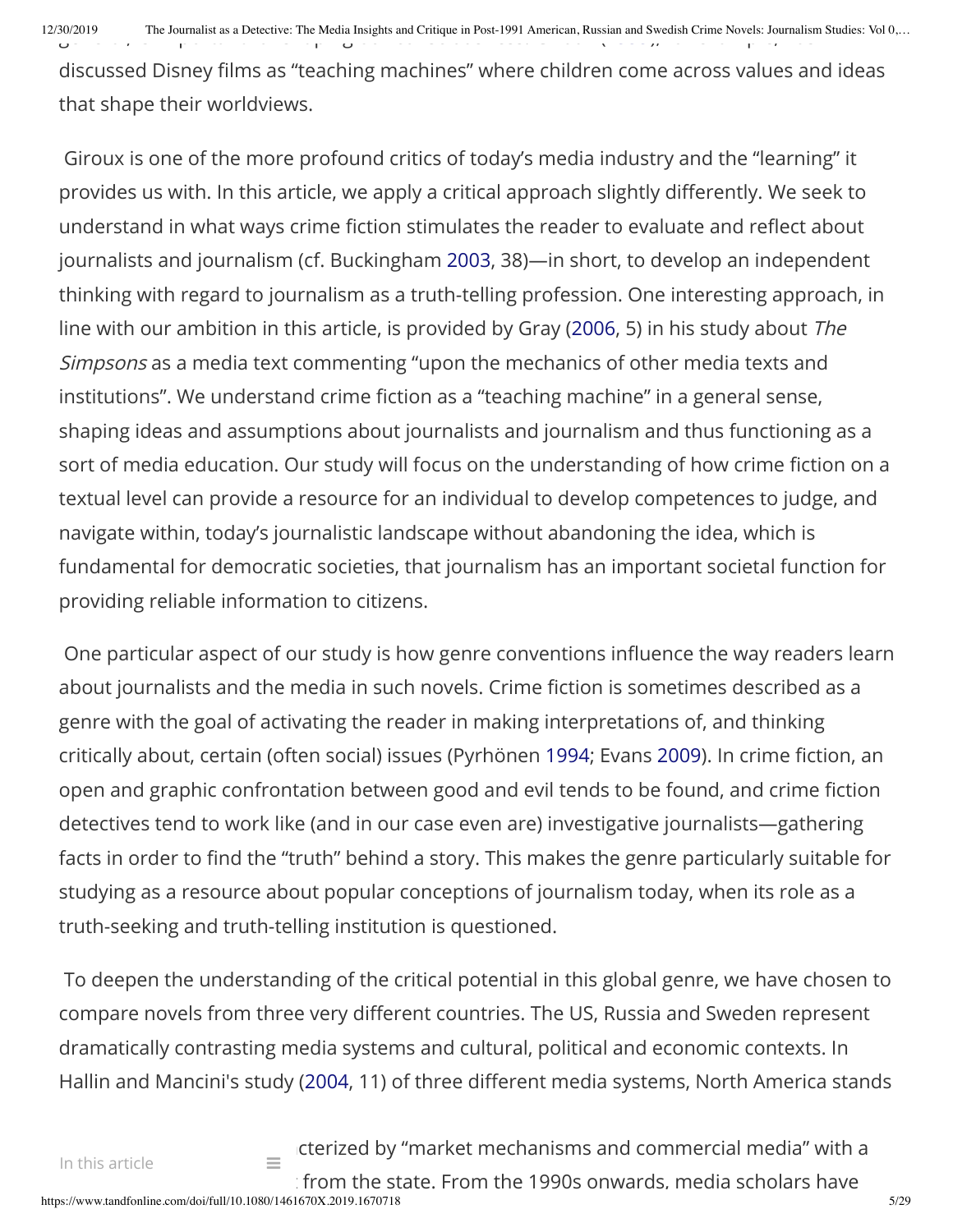discussed Disney films as "teaching machines" where children come across values and ideas that shape their worldviews.

Giroux is one of the more profound critics of today's media industry and the "learning" it provides us with. In this article, we apply a critical approach slightly differently. We seek to understand in what ways crime fiction stimulates the reader to evaluate and reflect about journalists and journalism (cf. Buckingham 2003, 38)—in short, to develop an independent thinking with regard to journalism as a truth-telling profession. One interesting approach, in line with our ambition in this article, is provided by Gray (2006, 5) in his study about *The Simpsons* as a media text commenting "upon the mechanics of other media texts and institutions". We understand crime fiction as a "teaching machine" in a general sense, shaping ideas and assumptions about journalists and journalism and thus functioning as a sort of media education. Our study will focus on the understanding of how crime fiction on a textual level can provide a resource for an individual to develop competences to judge, and navigate within, today's journalistic landscape without abandoning the idea, which is fundamental for democratic societies, that journalism has an important societal function for providing reliable information to citizens.

One particular aspect of our study is how genre conventions influence the way readers learn about journalists and the media in such novels. Crime fiction is sometimes described as a genre with the goal of activating the reader in making interpretations of, and thinking critically about, certain (often social) issues (Pyrhönen 1994; Evans 2009). In crime fiction, an open and graphic confrontation between good and evil tends to be found, and crime fiction detectives tend to work like (and in our case even are) investigative journalists—gathering facts in order to find the "truth" behind a story. This makes the genre particularly suitable for studying as a resource about popular conceptions of journalism today, when its role as a truth-seeking and truth-telling institution is questioned.

To deepen the understanding of the critical potential in this global genre, we have chosen to compare novels from three very different countries. The US, Russia and Sweden represent dramatically contrasting media systems and cultural, political and economic contexts. In Hallin and Mancini's study (2004, 11) of three different media systems, North America stands

...cterized by "market mechanisms and commercial media" with a ... from the state. From the 1990s onwards, media scholars have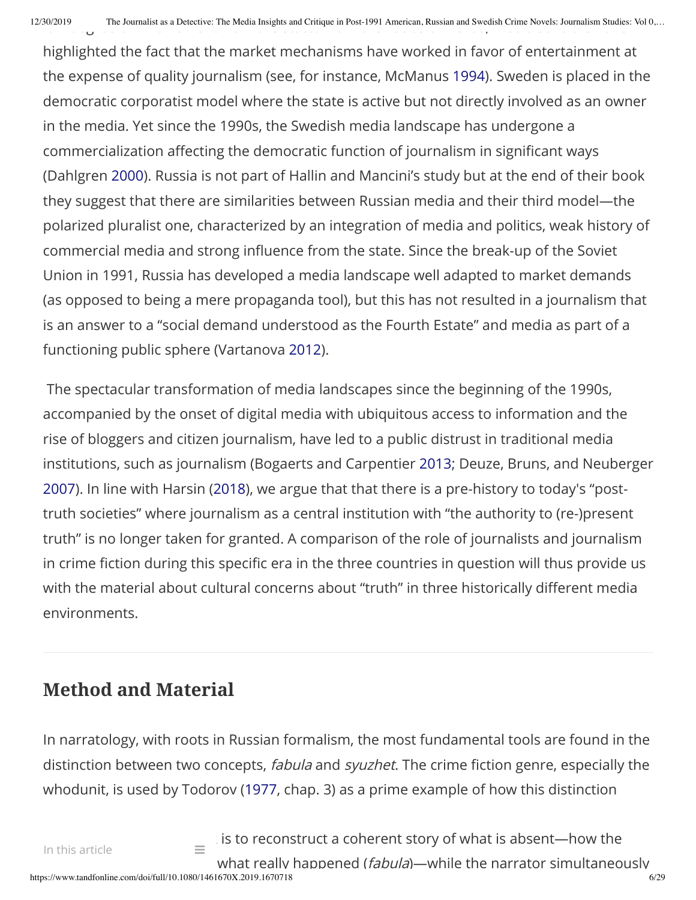highlighted the fact that the market mechanisms have worked in favor of entertainment at the expense of quality journalism (see, for instance, McManus 1994). Sweden is placed in the democratic corporatist model where the state is active but not directly involved as an owner in the media. Yet since the 1990s, the Swedish media landscape has undergone a commercialization affecting the democratic function of journalism in significant ways (Dahlgren 2000). Russia is not part of Hallin and Mancini's study but at the end of their book they suggest that there are similarities between Russian media and their third model—the polarized pluralist one, characterized by an integration of media and politics, weak history of commercial media and strong influence from the state. Since the break-up of the Soviet Union in 1991, Russia has developed a media landscape well adapted to market demands (as opposed to being a mere propaganda tool), but this has not resulted in a journalism that is an answer to a "social demand understood as the Fourth Estate" and media as part of a functioning public sphere (Vartanova 2012).

The spectacular transformation of media landscapes since the beginning of the 1990s, accompanied by the onset of digital media with ubiquitous access to information and the rise of bloggers and citizen journalism, have led to a public distrust in traditional media institutions, such as journalism (Bogaerts and Carpentier 2013; Deuze, Bruns, and Neuberger 2007). In line with Harsin (2018), we argue that that there is a pre-history to today's "post-truth societies" where journalism as a central institution with "the authority to (re-)present truth" is no longer taken for granted. A comparison of the role of journalists and journalism in crime fiction during this specific era in the three countries in question will thus provide us with the material about cultural concerns about "truth" in three historically different media environments.

## Method and Material

In narratology, with roots in Russian formalism, the most fundamental tools are found in the distinction between two concepts, *fabula* and *syuzhet*. The crime fiction genre, especially the whodunit, is used by Todorov (1977, chap. 3) as a prime example of how this distinction

is to reconstruct a coherent story of what is absent—how the what really happened (*fabula*)—while the narrator simultaneously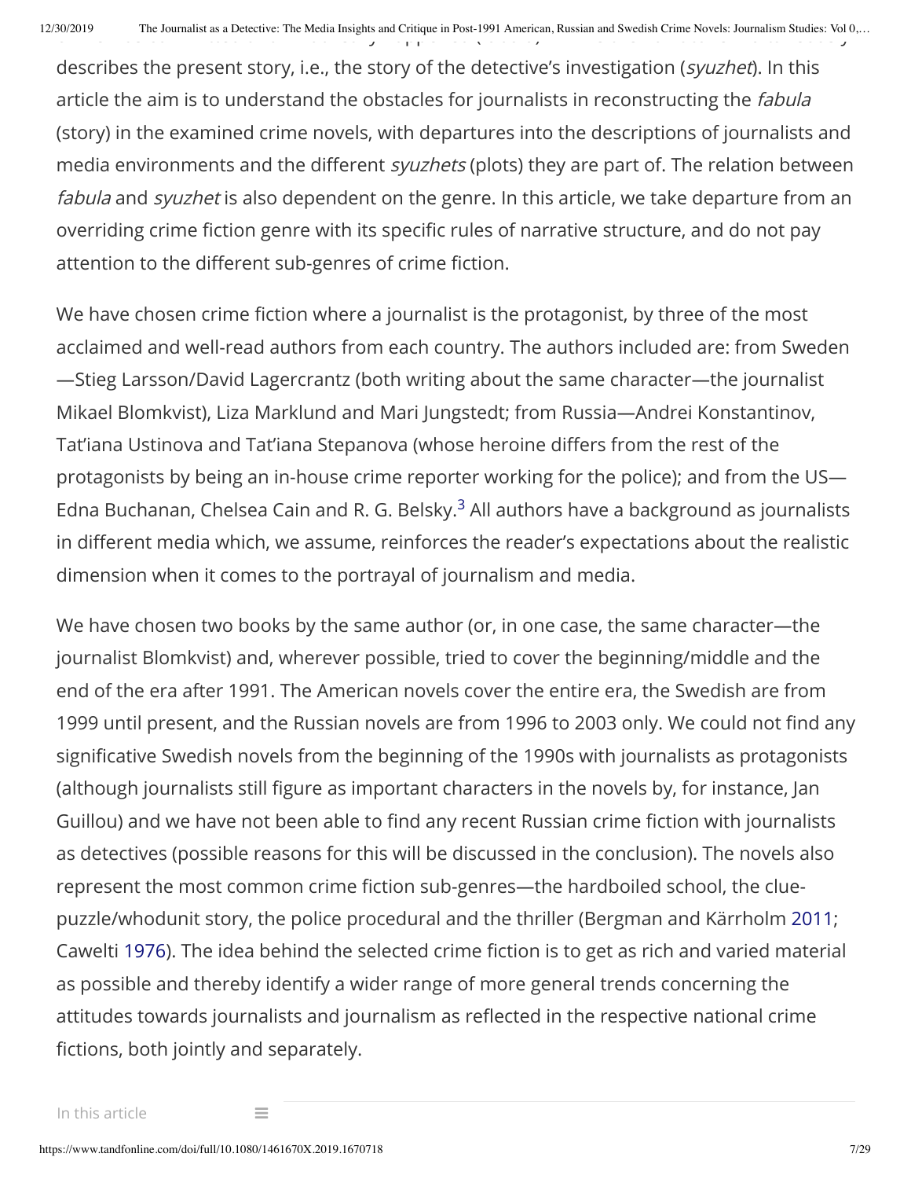describes the present story, i.e., the story of the detective's investigation (*syuzhet*). In this article the aim is to understand the obstacles for journalists in reconstructing the *fabula* (story) in the examined crime novels, with departures into the descriptions of journalists and media environments and the different *syuzhets* (plots) they are part of. The relation between *fabula* and *syuzhet* is also dependent on the genre. In this article, we take departure from an overriding crime fiction genre with its specific rules of narrative structure, and do not pay attention to the different sub-genres of crime fiction.

We have chosen crime fiction where a journalist is the protagonist, by three of the most acclaimed and well-read authors from each country. The authors included are: from Sweden—Stieg Larsson/David Lagercrantz (both writing about the same character—the journalist Mikael Blomkvist), Liza Marklund and Mari Jungstedt; from Russia—Andrei Konstantinov, Tat'iana Ustinova and Tat'iana Stepanova (whose heroine differs from the rest of the protagonists by being an in-house crime reporter working for the police); and from the US—Edna Buchanan, Chelsea Cain and R. G. Belsky.[3] All authors have a background as journalists in different media which, we assume, reinforces the reader's expectations about the realistic dimension when it comes to the portrayal of journalism and media.

We have chosen two books by the same author (or, in one case, the same character—the journalist Blomkvist) and, wherever possible, tried to cover the beginning/middle and the end of the era after 1991. The American novels cover the entire era, the Swedish are from 1999 until present, and the Russian novels are from 1996 to 2003 only. We could not find any significative Swedish novels from the beginning of the 1990s with journalists as protagonists (although journalists still figure as important characters in the novels by, for instance, Jan Guillou) and we have not been able to find any recent Russian crime fiction with journalists as detectives (possible reasons for this will be discussed in the conclusion). The novels also represent the most common crime fiction sub-genres—the hardboiled school, the clue-puzzle/whodunit story, the police procedural and the thriller (Bergman and Kärrholm 2011; Cawelti 1976). The idea behind the selected crime fiction is to get as rich and varied material as possible and thereby identify a wider range of more general trends concerning the attitudes towards journalists and journalism as reflected in the respective national crime fictions, both jointly and separately.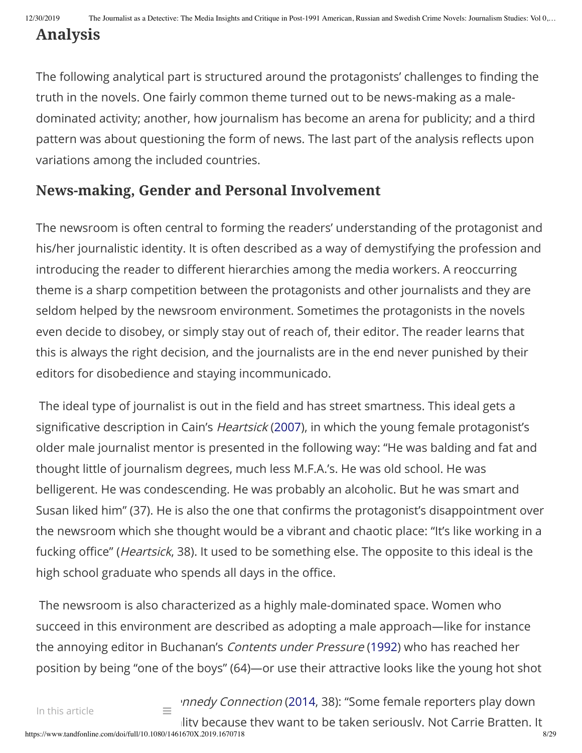## Analysis

The following analytical part is structured around the protagonists' challenges to finding the truth in the novels. One fairly common theme turned out to be news-making as a male-dominated activity; another, how journalism has become an arena for publicity; and a third pattern was about questioning the form of news. The last part of the analysis reflects upon variations among the included countries.

### News-making, Gender and Personal Involvement

The newsroom is often central to forming the readers' understanding of the protagonist and his/her journalistic identity. It is often described as a way of demystifying the profession and introducing the reader to different hierarchies among the media workers. A reoccurring theme is a sharp competition between the protagonists and other journalists and they are seldom helped by the newsroom environment. Sometimes the protagonists in the novels even decide to disobey, or simply stay out of reach of, their editor. The reader learns that this is always the right decision, and the journalists are in the end never punished by their editors for disobedience and staying incommunicado.

The ideal type of journalist is out in the field and has street smartness. This ideal gets a significative description in Cain's *Heartsick* (2007), in which the young female protagonist's older male journalist mentor is presented in the following way: "He was balding and fat and thought little of journalism degrees, much less M.F.A.'s. He was old school. He was belligerent. He was condescending. He was probably an alcoholic. But he was smart and Susan liked him" (37). He is also the one that confirms the protagonist's disappointment over the newsroom which she thought would be a vibrant and chaotic place: "It's like working in a fucking office" (*Heartsick*, 38). It used to be something else. The opposite to this ideal is the high school graduate who spends all days in the office.

The newsroom is also characterized as a highly male-dominated space. Women who succeed in this environment are described as adopting a male approach—like for instance the annoying editor in Buchanan's *Contents under Pressure* (1992) who has reached her position by being "one of the boys" (64)—or use their attractive looks like the young hot shot

*nnedy Connection* (2014, 38): "Some female reporters play down lity because they want to be taken seriously. Not Carrie Bratten. It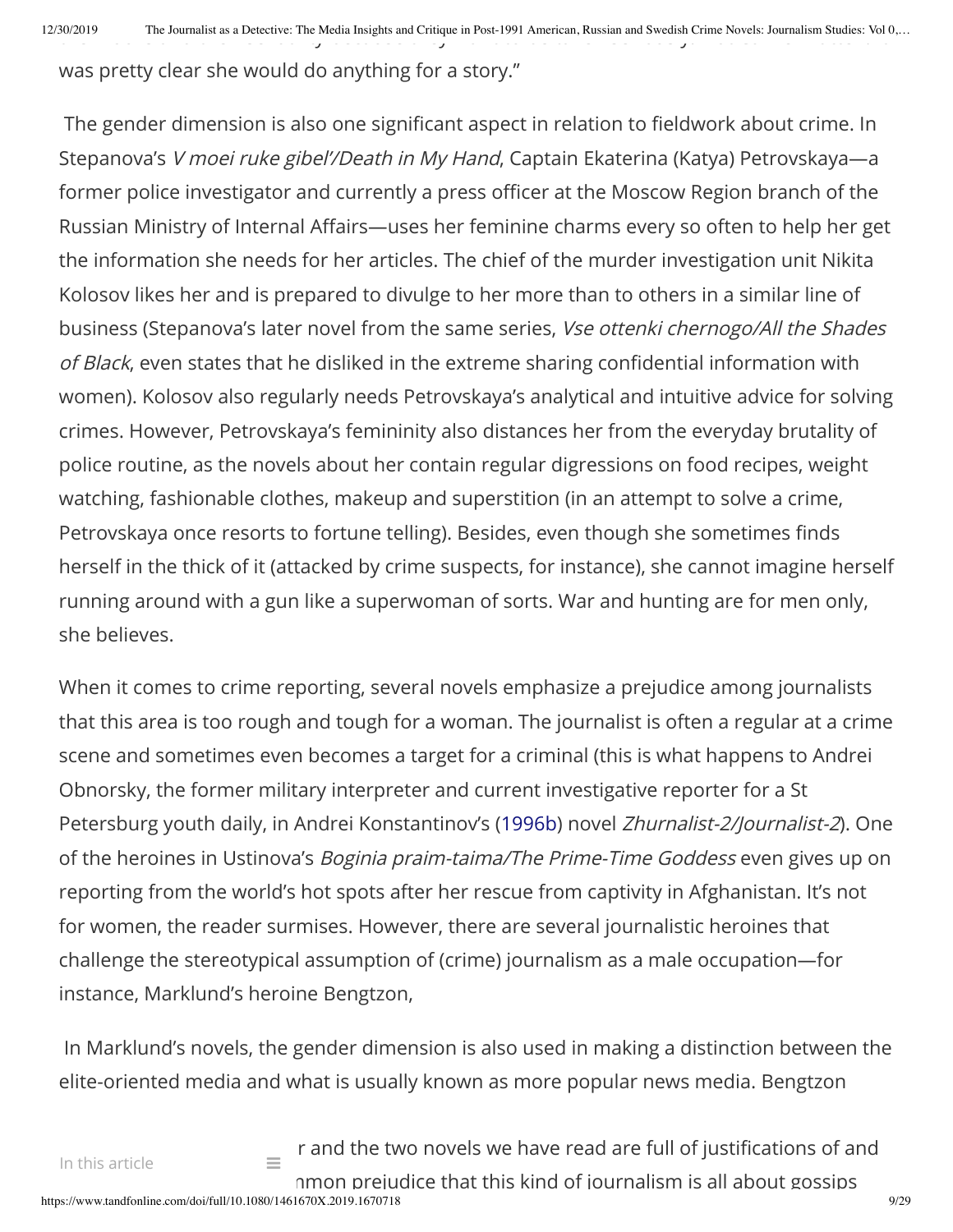was pretty clear she would do anything for a story."

The gender dimension is also one significant aspect in relation to fieldwork about crime. In Stepanova's *V moei ruke gibel'/Death in My Hand*, Captain Ekaterina (Katya) Petrovskaya—a former police investigator and currently a press officer at the Moscow Region branch of the Russian Ministry of Internal Affairs—uses her feminine charms every so often to help her get the information she needs for her articles. The chief of the murder investigation unit Nikita Kolosov likes her and is prepared to divulge to her more than to others in a similar line of business (Stepanova's later novel from the same series, *Vse ottenki chernogo/All the Shades of Black*, even states that he disliked in the extreme sharing confidential information with women). Kolosov also regularly needs Petrovskaya's analytical and intuitive advice for solving crimes. However, Petrovskaya's femininity also distances her from the everyday brutality of police routine, as the novels about her contain regular digressions on food recipes, weight watching, fashionable clothes, makeup and superstition (in an attempt to solve a crime, Petrovskaya once resorts to fortune telling). Besides, even though she sometimes finds herself in the thick of it (attacked by crime suspects, for instance), she cannot imagine herself running around with a gun like a superwoman of sorts. War and hunting are for men only, she believes.

When it comes to crime reporting, several novels emphasize a prejudice among journalists that this area is too rough and tough for a woman. The journalist is often a regular at a crime scene and sometimes even becomes a target for a criminal (this is what happens to Andrei Obnorsky, the former military interpreter and current investigative reporter for a St Petersburg youth daily, in Andrei Konstantinov's (1996b) novel *Zhurnalist-2/Journalist-2*). One of the heroines in Ustinova's *Boginia praim-taima/The Prime-Time Goddess* even gives up on reporting from the world's hot spots after her rescue from captivity in Afghanistan. It's not for women, the reader surmises. However, there are several journalistic heroines that challenge the stereotypical assumption of (crime) journalism as a male occupation—for instance, Marklund's heroine Bengtzon,

In Marklund's novels, the gender dimension is also used in making a distinction between the elite-oriented media and what is usually known as more popular news media. Bengtzon

r and the two novels we have read are full of justifications of and

nmon prejudice that this kind of journalism is all about gossips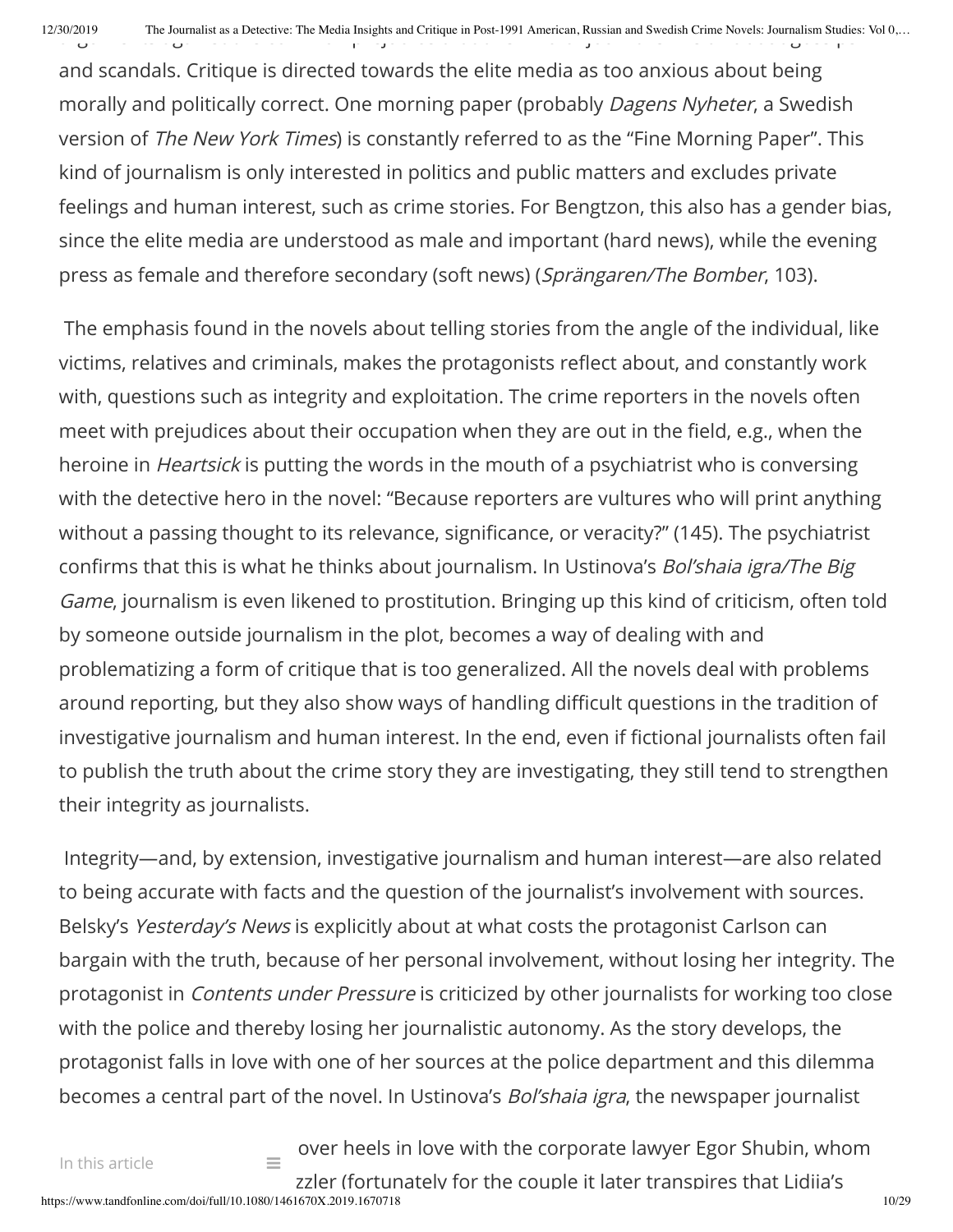and scandals. Critique is directed towards the elite media as too anxious about being morally and politically correct. One morning paper (probably *Dagens Nyheter*, a Swedish version of *The New York Times*) is constantly referred to as the "Fine Morning Paper". This kind of journalism is only interested in politics and public matters and excludes private feelings and human interest, such as crime stories. For Bengtzon, this also has a gender bias, since the elite media are understood as male and important (hard news), while the evening press as female and therefore secondary (soft news) (*Sprängaren/The Bomber*, 103).

The emphasis found in the novels about telling stories from the angle of the individual, like victims, relatives and criminals, makes the protagonists reflect about, and constantly work with, questions such as integrity and exploitation. The crime reporters in the novels often meet with prejudices about their occupation when they are out in the field, e.g., when the heroine in *Heartsick* is putting the words in the mouth of a psychiatrist who is conversing with the detective hero in the novel: "Because reporters are vultures who will print anything without a passing thought to its relevance, significance, or veracity?" (145). The psychiatrist confirms that this is what he thinks about journalism. In Ustinova's *Bol'shaia igra/The Big Game*, journalism is even likened to prostitution. Bringing up this kind of criticism, often told by someone outside journalism in the plot, becomes a way of dealing with and problematizing a form of critique that is too generalized. All the novels deal with problems around reporting, but they also show ways of handling difficult questions in the tradition of investigative journalism and human interest. In the end, even if fictional journalists often fail to publish the truth about the crime story they are investigating, they still tend to strengthen their integrity as journalists.

Integrity—and, by extension, investigative journalism and human interest—are also related to being accurate with facts and the question of the journalist's involvement with sources. Belsky's *Yesterday's News* is explicitly about at what costs the protagonist Carlson can bargain with the truth, because of her personal involvement, without losing her integrity. The protagonist in *Contents under Pressure* is criticized by other journalists for working too close with the police and thereby losing her journalistic autonomy. As the story develops, the protagonist falls in love with one of her sources at the police department and this dilemma becomes a central part of the novel. In Ustinova's *Bol'shaia igra*, the newspaper journalist

over heels in love with the corporate lawyer Egor Shubin, whom

zzler (fortunately for the couple it later transpires that Lidiia's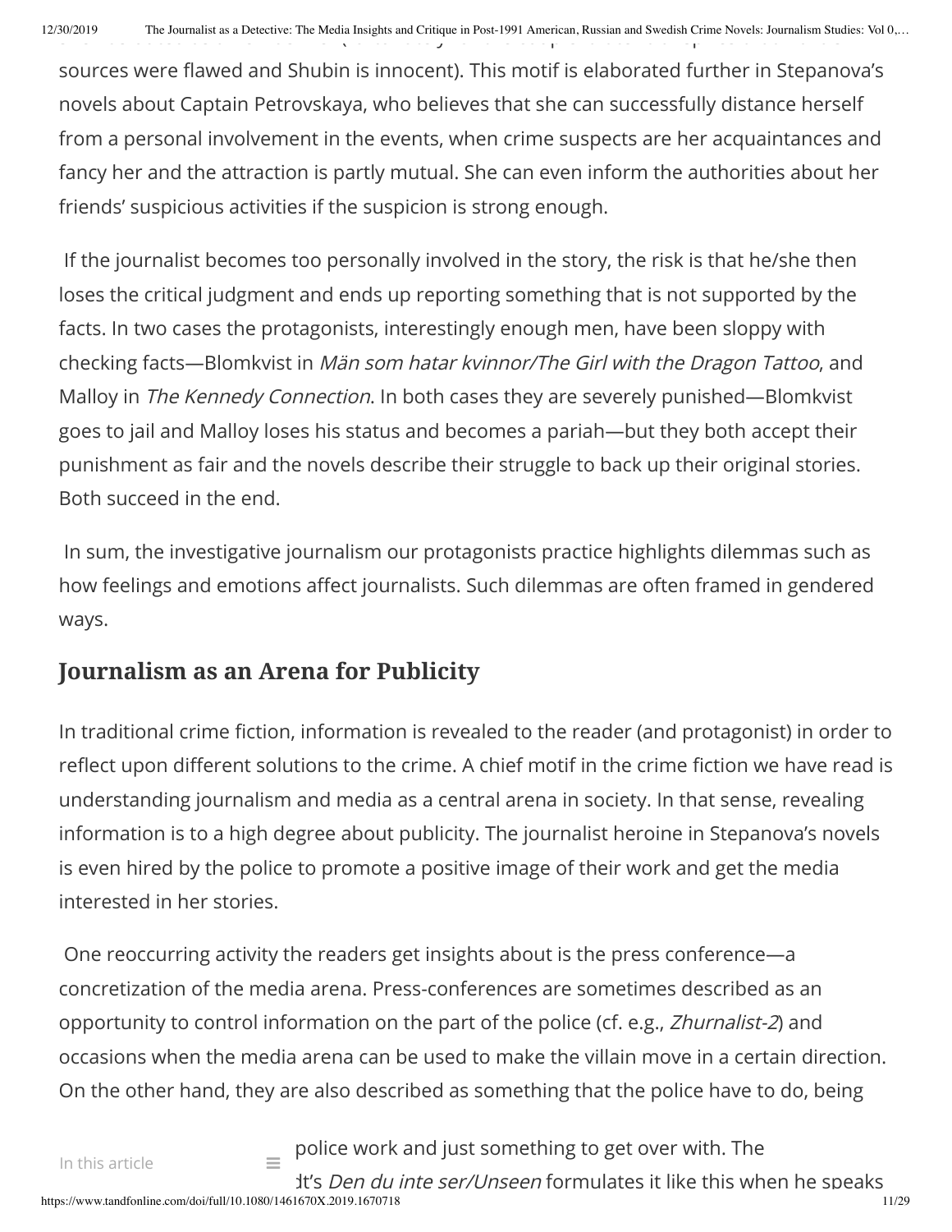sources were flawed and Shubin is innocent). This motif is elaborated further in Stepanova's novels about Captain Petrovskaya, who believes that she can successfully distance herself from a personal involvement in the events, when crime suspects are her acquaintances and fancy her and the attraction is partly mutual. She can even inform the authorities about her friends' suspicious activities if the suspicion is strong enough.

If the journalist becomes too personally involved in the story, the risk is that he/she then loses the critical judgment and ends up reporting something that is not supported by the facts. In two cases the protagonists, interestingly enough men, have been sloppy with checking facts—Blomkvist in *Män som hatar kvinnor/The Girl with the Dragon Tattoo*, and Malloy in *The Kennedy Connection*. In both cases they are severely punished—Blomkvist goes to jail and Malloy loses his status and becomes a pariah—but they both accept their punishment as fair and the novels describe their struggle to back up their original stories. Both succeed in the end.

In sum, the investigative journalism our protagonists practice highlights dilemmas such as how feelings and emotions affect journalists. Such dilemmas are often framed in gendered ways.

## Journalism as an Arena for Publicity

In traditional crime fiction, information is revealed to the reader (and protagonist) in order to reflect upon different solutions to the crime. A chief motif in the crime fiction we have read is understanding journalism and media as a central arena in society. In that sense, revealing information is to a high degree about publicity. The journalist heroine in Stepanova's novels is even hired by the police to promote a positive image of their work and get the media interested in her stories.

One reoccurring activity the readers get insights about is the press conference—a concretization of the media arena. Press-conferences are sometimes described as an opportunity to control information on the part of the police (cf. e.g., *Zhurnalist-2*) and occasions when the media arena can be used to make the villain move in a certain direction. On the other hand, they are also described as something that the police have to do, being

police work and just something to get over with. The

dt's *Den du inte ser/Unseen* formulates it like this when he speaks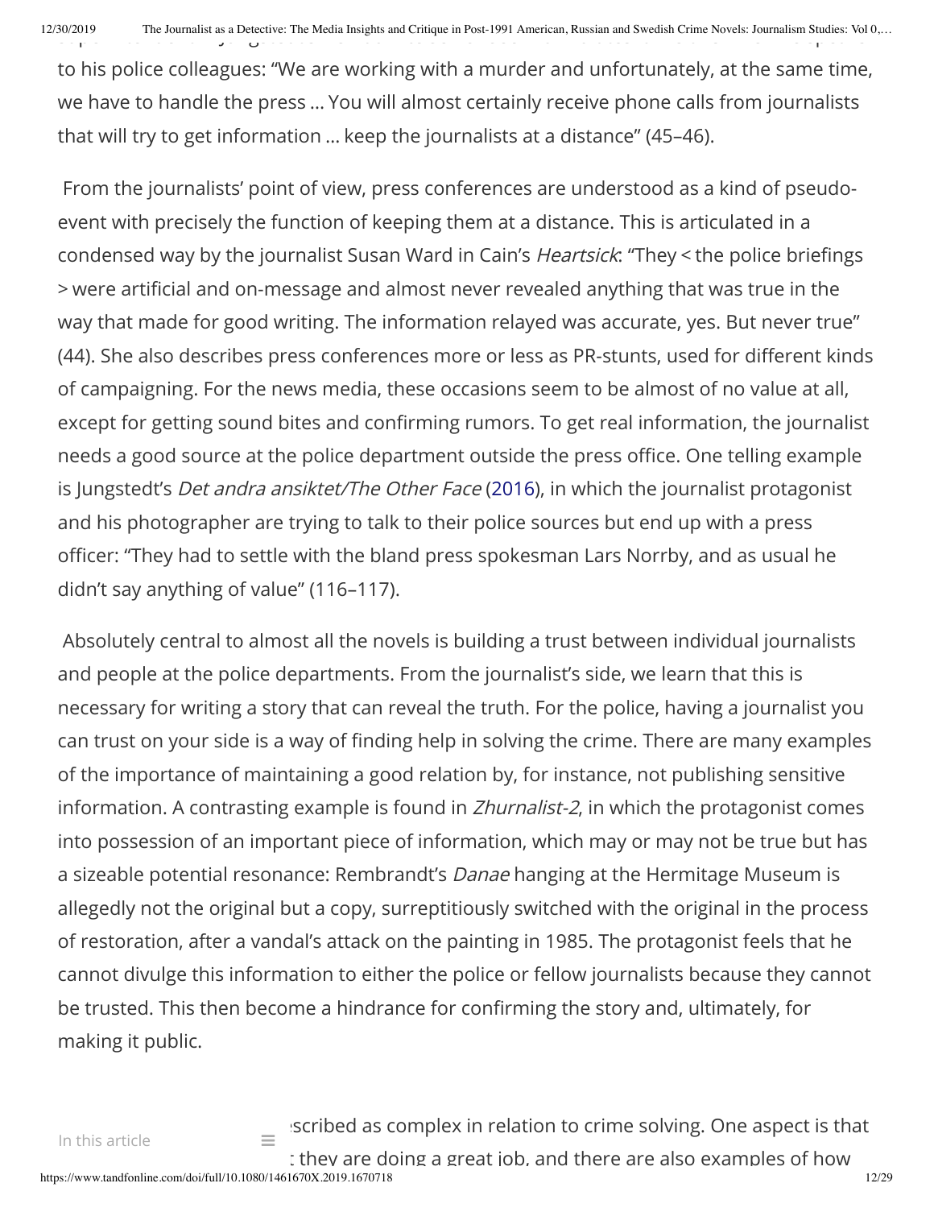to his police colleagues: "We are working with a murder and unfortunately, at the same time, we have to handle the press … You will almost certainly receive phone calls from journalists that will try to get information … keep the journalists at a distance" (45–46).

From the journalists' point of view, press conferences are understood as a kind of pseudo-event with precisely the function of keeping them at a distance. This is articulated in a condensed way by the journalist Susan Ward in Cain's *Heartsick*: "They < the police briefings > were artificial and on-message and almost never revealed anything that was true in the way that made for good writing. The information relayed was accurate, yes. But never true" (44). She also describes press conferences more or less as PR-stunts, used for different kinds of campaigning. For the news media, these occasions seem to be almost of no value at all, except for getting sound bites and confirming rumors. To get real information, the journalist needs a good source at the police department outside the press office. One telling example is Jungstedt's *Det andra ansiktet/The Other Face* (2016), in which the journalist protagonist and his photographer are trying to talk to their police sources but end up with a press officer: "They had to settle with the bland press spokesman Lars Norrby, and as usual he didn't say anything of value" (116–117).

Absolutely central to almost all the novels is building a trust between individual journalists and people at the police departments. From the journalist's side, we learn that this is necessary for writing a story that can reveal the truth. For the police, having a journalist you can trust on your side is a way of finding help in solving the crime. There are many examples of the importance of maintaining a good relation by, for instance, not publishing sensitive information. A contrasting example is found in *Zhurnalist-2*, in which the protagonist comes into possession of an important piece of information, which may or may not be true but has a sizeable potential resonance: Rembrandt's *Danae* hanging at the Hermitage Museum is allegedly not the original but a copy, surreptitiously switched with the original in the process of restoration, after a vandal's attack on the painting in 1985. The protagonist feels that he cannot divulge this information to either the police or fellow journalists because they cannot be trusted. This then become a hindrance for confirming the story and, ultimately, for making it public.

…scribed as complex in relation to crime solving. One aspect is that …t they are doing a great job, and there are also examples of how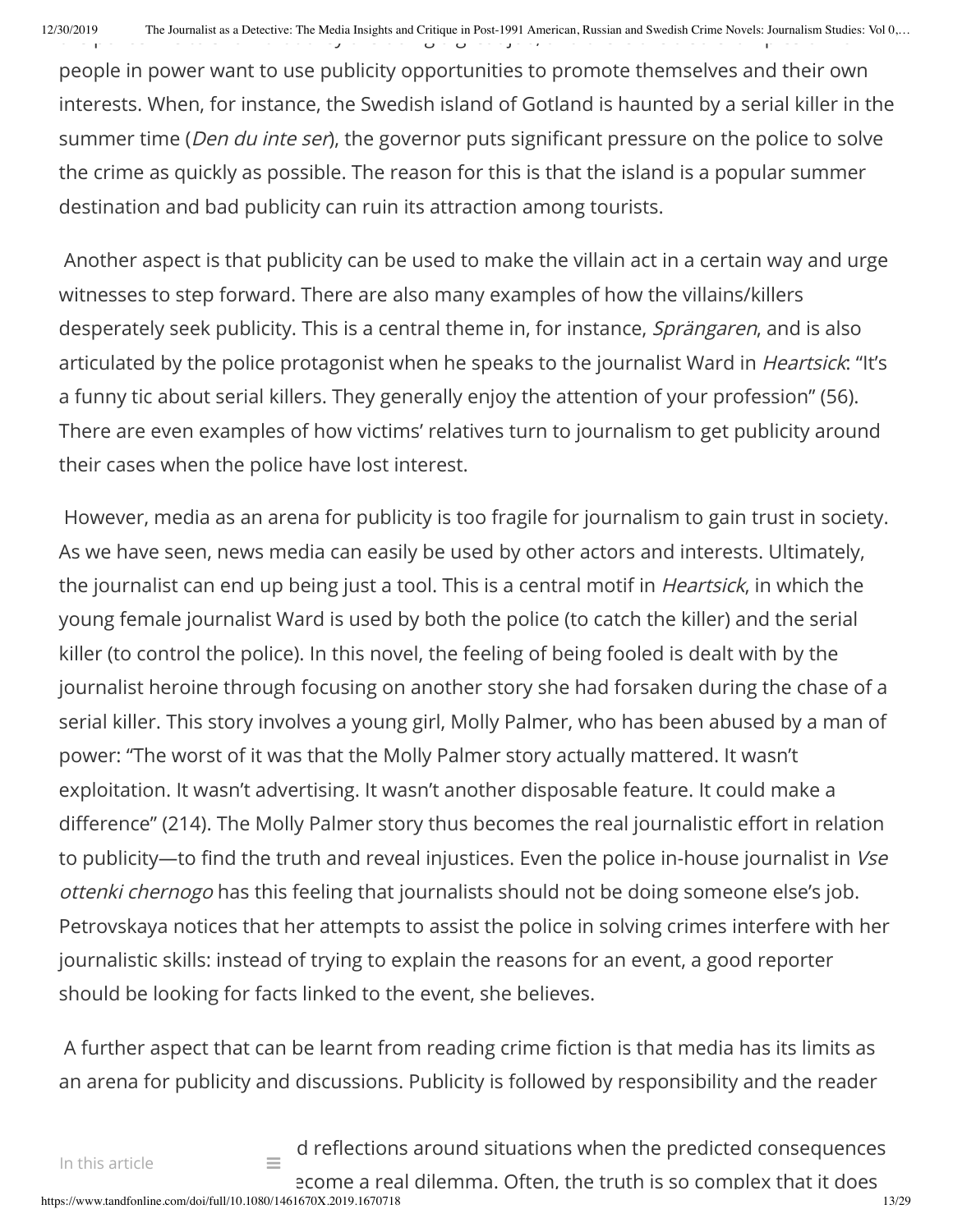people in power want to use publicity opportunities to promote themselves and their own interests. When, for instance, the Swedish island of Gotland is haunted by a serial killer in the summer time (*Den du inte ser*), the governor puts significant pressure on the police to solve the crime as quickly as possible. The reason for this is that the island is a popular summer destination and bad publicity can ruin its attraction among tourists.

Another aspect is that publicity can be used to make the villain act in a certain way and urge witnesses to step forward. There are also many examples of how the villains/killers desperately seek publicity. This is a central theme in, for instance, *Sprängaren*, and is also articulated by the police protagonist when he speaks to the journalist Ward in *Heartsick*: "It's a funny tic about serial killers. They generally enjoy the attention of your profession" (56). There are even examples of how victims' relatives turn to journalism to get publicity around their cases when the police have lost interest.

However, media as an arena for publicity is too fragile for journalism to gain trust in society. As we have seen, news media can easily be used by other actors and interests. Ultimately, the journalist can end up being just a tool. This is a central motif in *Heartsick*, in which the young female journalist Ward is used by both the police (to catch the killer) and the serial killer (to control the police). In this novel, the feeling of being fooled is dealt with by the journalist heroine through focusing on another story she had forsaken during the chase of a serial killer. This story involves a young girl, Molly Palmer, who has been abused by a man of power: "The worst of it was that the Molly Palmer story actually mattered. It wasn't exploitation. It wasn't advertising. It wasn't another disposable feature. It could make a difference" (214). The Molly Palmer story thus becomes the real journalistic effort in relation to publicity—to find the truth and reveal injustices. Even the police in-house journalist in *Vse ottenki chernogo* has this feeling that journalists should not be doing someone else's job. Petrovskaya notices that her attempts to assist the police in solving crimes interfere with her journalistic skills: instead of trying to explain the reasons for an event, a good reporter should be looking for facts linked to the event, she believes.

A further aspect that can be learnt from reading crime fiction is that media has its limits as an arena for publicity and discussions. Publicity is followed by responsibility and the reader

d reflections around situations when the predicted consequences ecome a real dilemma. Often, the truth is so complex that it does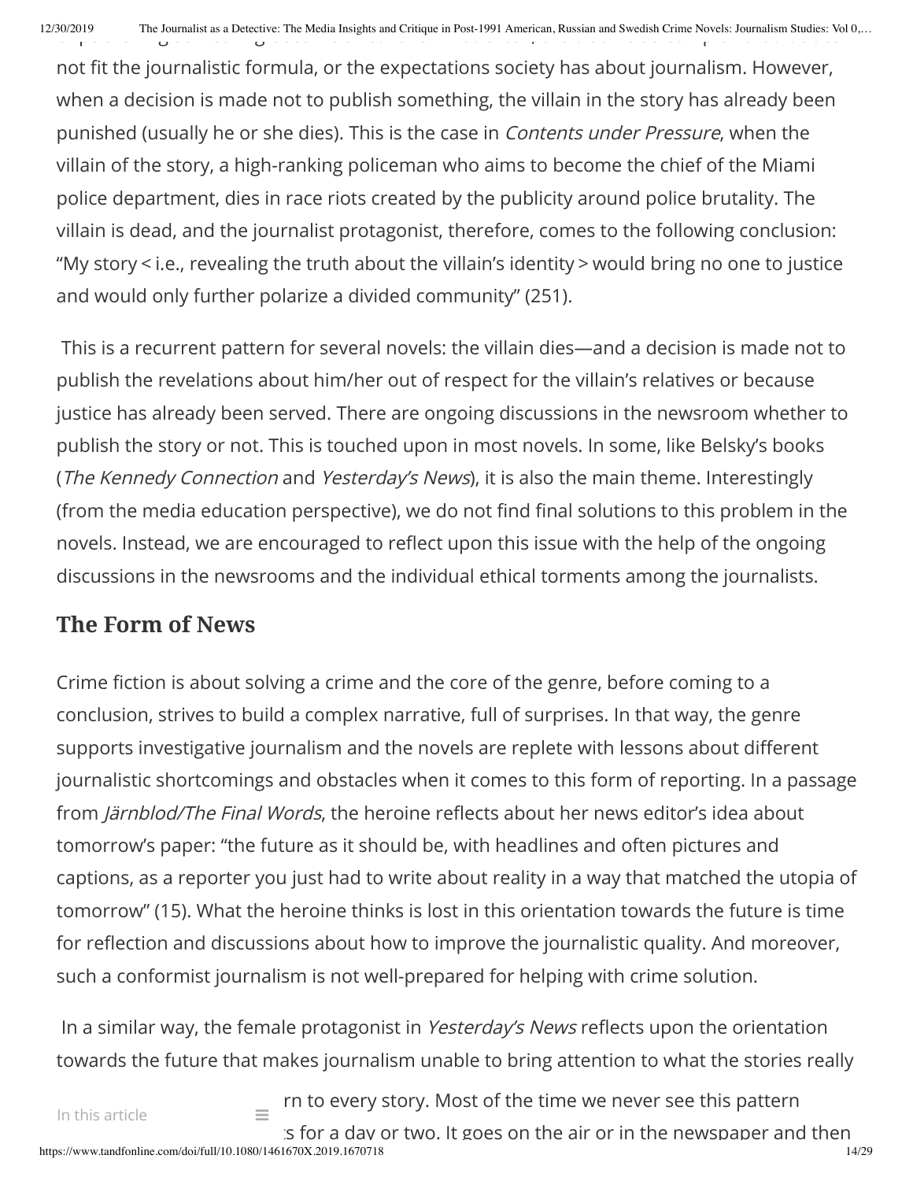not fit the journalistic formula, or the expectations society has about journalism. However, when a decision is made not to publish something, the villain in the story has already been punished (usually he or she dies). This is the case in *Contents under Pressure*, when the villain of the story, a high-ranking policeman who aims to become the chief of the Miami police department, dies in race riots created by the publicity around police brutality. The villain is dead, and the journalist protagonist, therefore, comes to the following conclusion: "My story < i.e., revealing the truth about the villain's identity > would bring no one to justice and would only further polarize a divided community" (251).

This is a recurrent pattern for several novels: the villain dies—and a decision is made not to publish the revelations about him/her out of respect for the villain's relatives or because justice has already been served. There are ongoing discussions in the newsroom whether to publish the story or not. This is touched upon in most novels. In some, like Belsky's books (*The Kennedy Connection* and *Yesterday's News*), it is also the main theme. Interestingly (from the media education perspective), we do not find final solutions to this problem in the novels. Instead, we are encouraged to reflect upon this issue with the help of the ongoing discussions in the newsrooms and the individual ethical torments among the journalists.

## The Form of News

Crime fiction is about solving a crime and the core of the genre, before coming to a conclusion, strives to build a complex narrative, full of surprises. In that way, the genre supports investigative journalism and the novels are replete with lessons about different journalistic shortcomings and obstacles when it comes to this form of reporting. In a passage from *Järnblod/The Final Words*, the heroine reflects about her news editor's idea about tomorrow's paper: "the future as it should be, with headlines and often pictures and captions, as a reporter you just had to write about reality in a way that matched the utopia of tomorrow" (15). What the heroine thinks is lost in this orientation towards the future is time for reflection and discussions about how to improve the journalistic quality. And moreover, such a conformist journalism is not well-prepared for helping with crime solution.

In a similar way, the female protagonist in *Yesterday's News* reflects upon the orientation towards the future that makes journalism unable to bring attention to what the stories really

rn to every story. Most of the time we never see this pattern

s for a day or two. It goes on the air or in the newspaper and then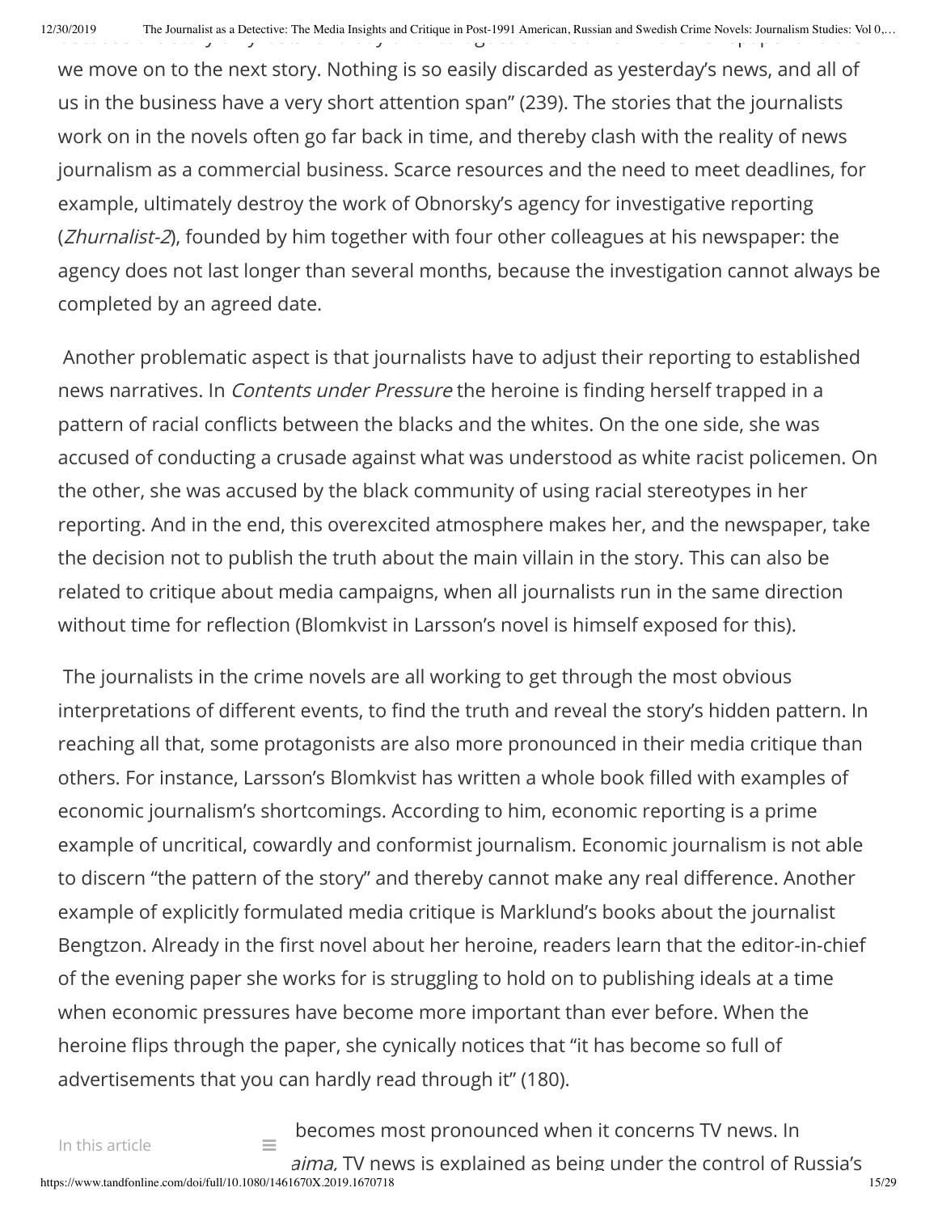we move on to the next story. Nothing is so easily discarded as yesterday's news, and all of us in the business have a very short attention span" (239). The stories that the journalists work on in the novels often go far back in time, and thereby clash with the reality of news journalism as a commercial business. Scarce resources and the need to meet deadlines, for example, ultimately destroy the work of Obnorsky's agency for investigative reporting (*Zhurnalist-2*), founded by him together with four other colleagues at his newspaper: the agency does not last longer than several months, because the investigation cannot always be completed by an agreed date.

Another problematic aspect is that journalists have to adjust their reporting to established news narratives. In *Contents under Pressure* the heroine is finding herself trapped in a pattern of racial conflicts between the blacks and the whites. On the one side, she was accused of conducting a crusade against what was understood as white racist policemen. On the other, she was accused by the black community of using racial stereotypes in her reporting. And in the end, this overexcited atmosphere makes her, and the newspaper, take the decision not to publish the truth about the main villain in the story. This can also be related to critique about media campaigns, when all journalists run in the same direction without time for reflection (Blomkvist in Larsson's novel is himself exposed for this).

The journalists in the crime novels are all working to get through the most obvious interpretations of different events, to find the truth and reveal the story's hidden pattern. In reaching all that, some protagonists are also more pronounced in their media critique than others. For instance, Larsson's Blomkvist has written a whole book filled with examples of economic journalism's shortcomings. According to him, economic reporting is a prime example of uncritical, cowardly and conformist journalism. Economic journalism is not able to discern "the pattern of the story" and thereby cannot make any real difference. Another example of explicitly formulated media critique is Marklund's books about the journalist Bengtzon. Already in the first novel about her heroine, readers learn that the editor-in-chief of the evening paper she works for is struggling to hold on to publishing ideals at a time when economic pressures have become more important than ever before. When the heroine flips through the paper, she cynically notices that "it has become so full of advertisements that you can hardly read through it" (180).

becomes most pronounced when it concerns TV news. In *aima,* TV news is explained as being under the control of Russia's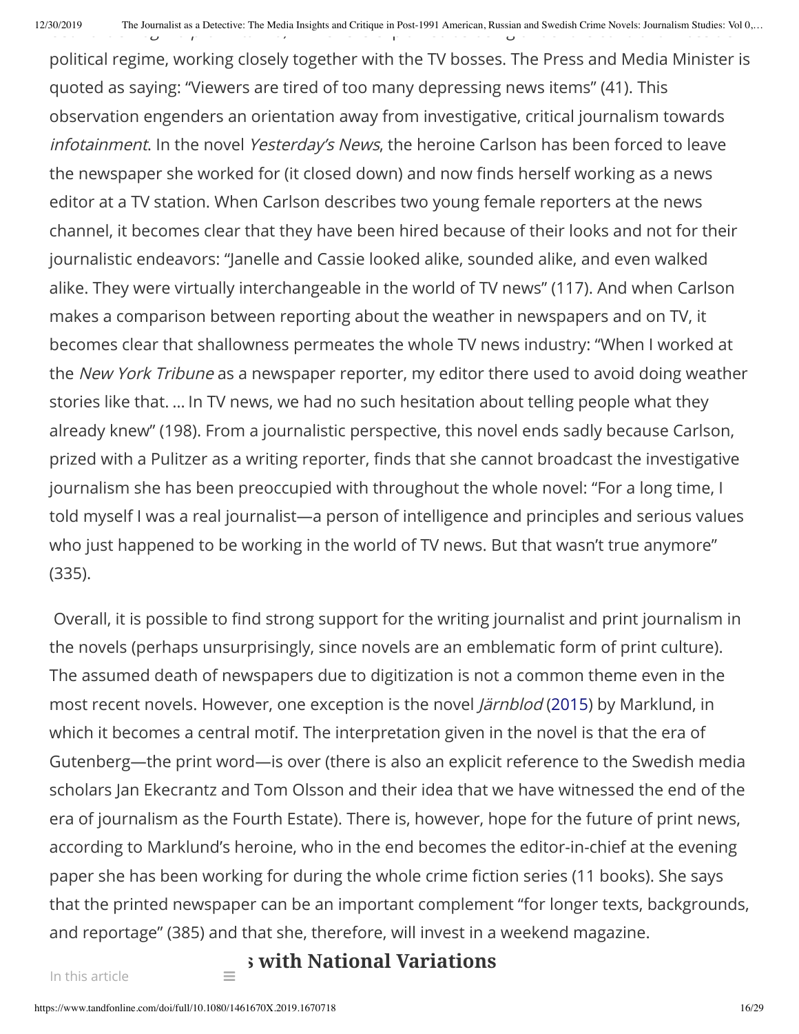political regime, working closely together with the TV bosses. The Press and Media Minister is quoted as saying: "Viewers are tired of too many depressing news items" (41). This observation engenders an orientation away from investigative, critical journalism towards *infotainment*. In the novel *Yesterday's News*, the heroine Carlson has been forced to leave the newspaper she worked for (it closed down) and now finds herself working as a news editor at a TV station. When Carlson describes two young female reporters at the news channel, it becomes clear that they have been hired because of their looks and not for their journalistic endeavors: "Janelle and Cassie looked alike, sounded alike, and even walked alike. They were virtually interchangeable in the world of TV news" (117). And when Carlson makes a comparison between reporting about the weather in newspapers and on TV, it becomes clear that shallowness permeates the whole TV news industry: "When I worked at the *New York Tribune* as a newspaper reporter, my editor there used to avoid doing weather stories like that. … In TV news, we had no such hesitation about telling people what they already knew" (198). From a journalistic perspective, this novel ends sadly because Carlson, prized with a Pulitzer as a writing reporter, finds that she cannot broadcast the investigative journalism she has been preoccupied with throughout the whole novel: "For a long time, I told myself I was a real journalist—a person of intelligence and principles and serious values who just happened to be working in the world of TV news. But that wasn't true anymore" (335).

Overall, it is possible to find strong support for the writing journalist and print journalism in the novels (perhaps unsurprisingly, since novels are an emblematic form of print culture). The assumed death of newspapers due to digitization is not a common theme even in the most recent novels. However, one exception is the novel *Järnblod* (2015) by Marklund, in which it becomes a central motif. The interpretation given in the novel is that the era of Gutenberg—the print word—is over (there is also an explicit reference to the Swedish media scholars Jan Ekecrantz and Tom Olsson and their idea that we have witnessed the end of the era of journalism as the Fourth Estate). There is, however, hope for the future of print news, according to Marklund's heroine, who in the end becomes the editor-in-chief at the evening paper she has been working for during the whole crime fiction series (11 books). She says that the printed newspaper can be an important complement "for longer texts, backgrounds, and reportage" (385) and that she, therefore, will invest in a weekend magazine.

## …s with National Variations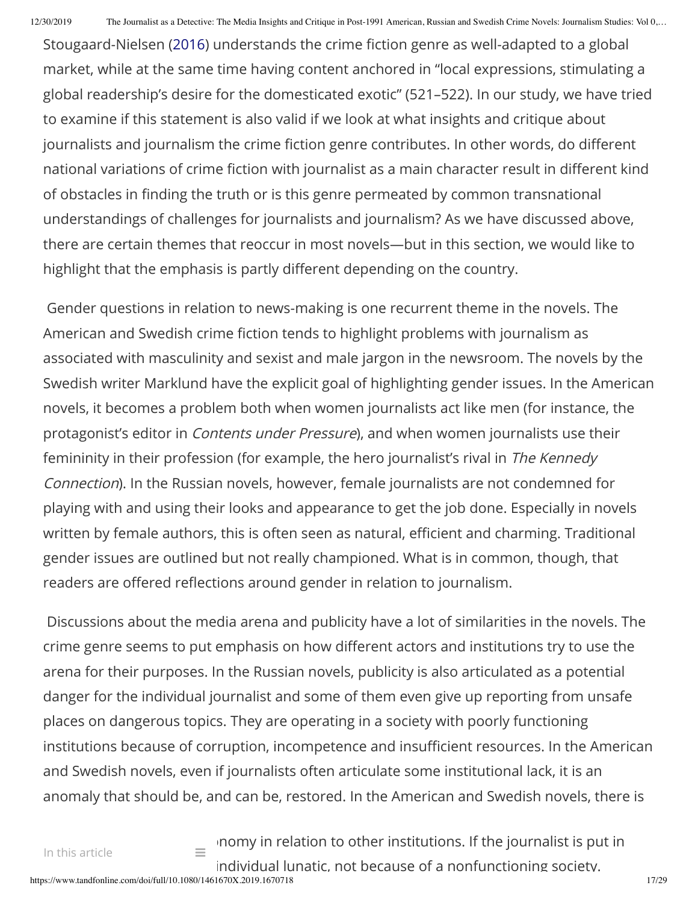Stougaard-Nielsen (2016) understands the crime fiction genre as well-adapted to a global market, while at the same time having content anchored in "local expressions, stimulating a global readership's desire for the domesticated exotic" (521–522). In our study, we have tried to examine if this statement is also valid if we look at what insights and critique about journalists and journalism the crime fiction genre contributes. In other words, do different national variations of crime fiction with journalist as a main character result in different kind of obstacles in finding the truth or is this genre permeated by common transnational understandings of challenges for journalists and journalism? As we have discussed above, there are certain themes that reoccur in most novels—but in this section, we would like to highlight that the emphasis is partly different depending on the country.

Gender questions in relation to news-making is one recurrent theme in the novels. The American and Swedish crime fiction tends to highlight problems with journalism as associated with masculinity and sexist and male jargon in the newsroom. The novels by the Swedish writer Marklund have the explicit goal of highlighting gender issues. In the American novels, it becomes a problem both when women journalists act like men (for instance, the protagonist's editor in *Contents under Pressure*), and when women journalists use their femininity in their profession (for example, the hero journalist's rival in *The Kennedy Connection*). In the Russian novels, however, female journalists are not condemned for playing with and using their looks and appearance to get the job done. Especially in novels written by female authors, this is often seen as natural, efficient and charming. Traditional gender issues are outlined but not really championed. What is in common, though, that readers are offered reflections around gender in relation to journalism.

Discussions about the media arena and publicity have a lot of similarities in the novels. The crime genre seems to put emphasis on how different actors and institutions try to use the arena for their purposes. In the Russian novels, publicity is also articulated as a potential danger for the individual journalist and some of them even give up reporting from unsafe places on dangerous topics. They are operating in a society with poorly functioning institutions because of corruption, incompetence and insufficient resources. In the American and Swedish novels, even if journalists often articulate some institutional lack, it is an anomaly that should be, and can be, restored. In the American and Swedish novels, there is

…nomy in relation to other institutions. If the journalist is put in … individual lunatic, not because of a nonfunctioning society.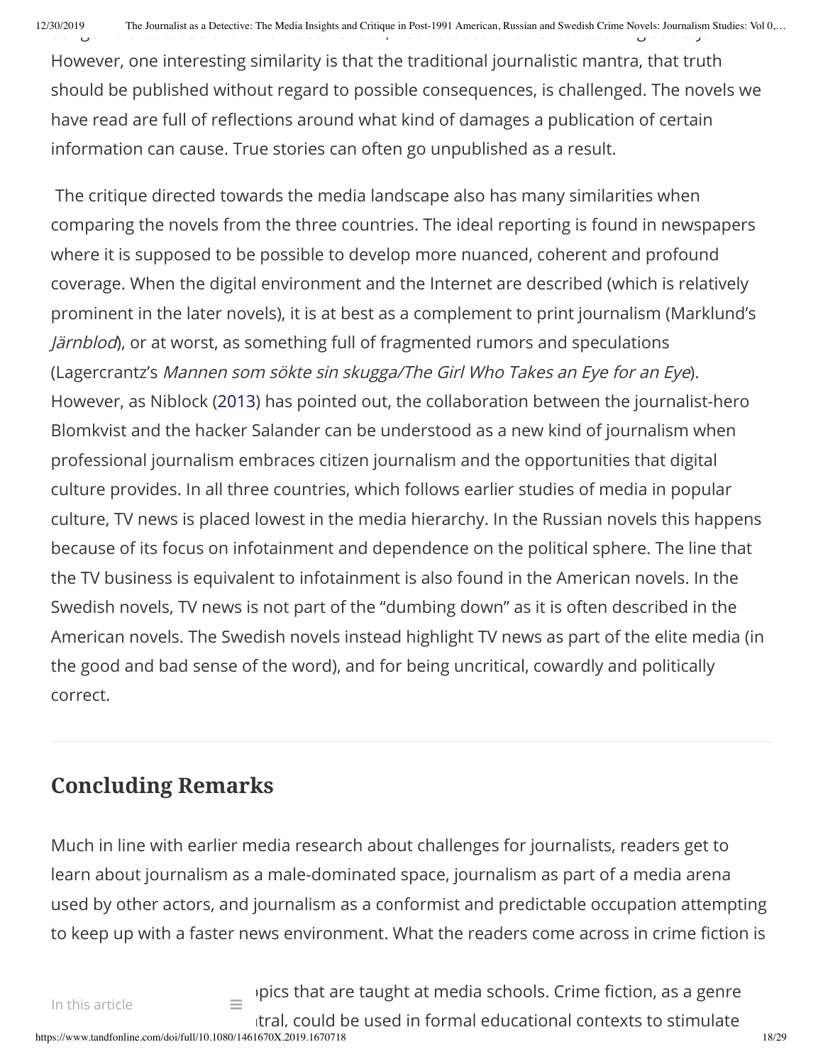However, one interesting similarity is that the traditional journalistic mantra, that truth should be published without regard to possible consequences, is challenged. The novels we have read are full of reflections around what kind of damages a publication of certain information can cause. True stories can often go unpublished as a result.

The critique directed towards the media landscape also has many similarities when comparing the novels from the three countries. The ideal reporting is found in newspapers where it is supposed to be possible to develop more nuanced, coherent and profound coverage. When the digital environment and the Internet are described (which is relatively prominent in the later novels), it is at best as a complement to print journalism (Marklund's *Järnblod*), or at worst, as something full of fragmented rumors and speculations (Lagercrantz's *Mannen som sökte sin skugga/The Girl Who Takes an Eye for an Eye*). However, as Niblock (2013) has pointed out, the collaboration between the journalist-hero Blomkvist and the hacker Salander can be understood as a new kind of journalism when professional journalism embraces citizen journalism and the opportunities that digital culture provides. In all three countries, which follows earlier studies of media in popular culture, TV news is placed lowest in the media hierarchy. In the Russian novels this happens because of its focus on infotainment and dependence on the political sphere. The line that the TV business is equivalent to infotainment is also found in the American novels. In the Swedish novels, TV news is not part of the "dumbing down" as it is often described in the American novels. The Swedish novels instead highlight TV news as part of the elite media (in the good and bad sense of the word), and for being uncritical, cowardly and politically correct.

## Concluding Remarks

Much in line with earlier media research about challenges for journalists, readers get to learn about journalism as a male-dominated space, journalism as part of a media arena used by other actors, and journalism as a conformist and predictable occupation attempting to keep up with a faster news environment. What the readers come across in crime fiction is

...pics that are taught at media schools. Crime fiction, as a genre ...tral, could be used in formal educational contexts to stimulate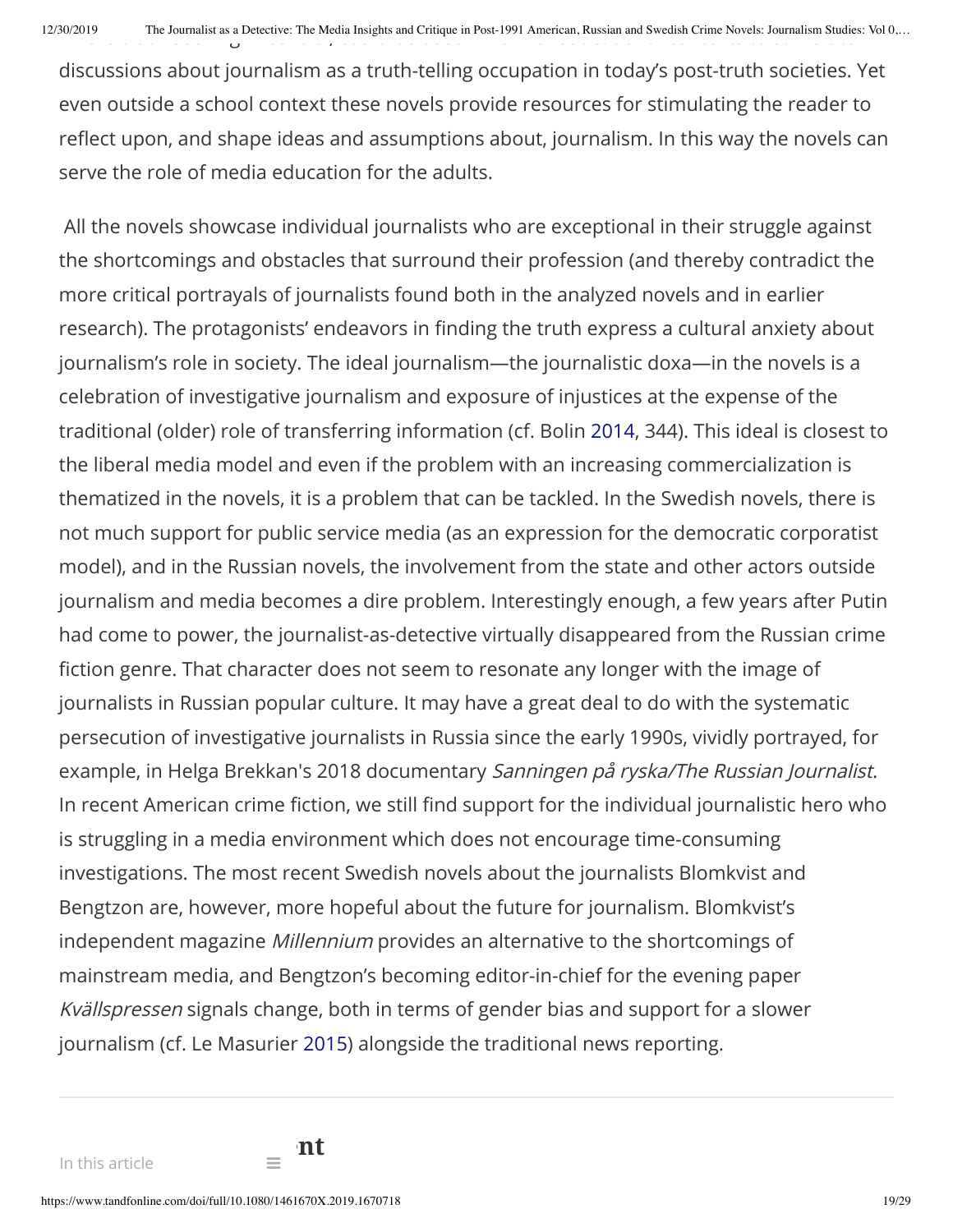discussions about journalism as a truth-telling occupation in today's post-truth societies. Yet even outside a school context these novels provide resources for stimulating the reader to reflect upon, and shape ideas and assumptions about, journalism. In this way the novels can serve the role of media education for the adults.

All the novels showcase individual journalists who are exceptional in their struggle against the shortcomings and obstacles that surround their profession (and thereby contradict the more critical portrayals of journalists found both in the analyzed novels and in earlier research). The protagonists' endeavors in finding the truth express a cultural anxiety about journalism's role in society. The ideal journalism—the journalistic doxa—in the novels is a celebration of investigative journalism and exposure of injustices at the expense of the traditional (older) role of transferring information (cf. Bolin 2014, 344). This ideal is closest to the liberal media model and even if the problem with an increasing commercialization is thematized in the novels, it is a problem that can be tackled. In the Swedish novels, there is not much support for public service media (as an expression for the democratic corporatist model), and in the Russian novels, the involvement from the state and other actors outside journalism and media becomes a dire problem. Interestingly enough, a few years after Putin had come to power, the journalist-as-detective virtually disappeared from the Russian crime fiction genre. That character does not seem to resonate any longer with the image of journalists in Russian popular culture. It may have a great deal to do with the systematic persecution of investigative journalists in Russia since the early 1990s, vividly portrayed, for example, in Helga Brekkan's 2018 documentary *Sanningen på ryska/The Russian Journalist*. In recent American crime fiction, we still find support for the individual journalistic hero who is struggling in a media environment which does not encourage time-consuming investigations. The most recent Swedish novels about the journalists Blomkvist and Bengtzon are, however, more hopeful about the future for journalism. Blomkvist's independent magazine *Millennium* provides an alternative to the shortcomings of mainstream media, and Bengtzon's becoming editor-in-chief for the evening paper *Kvällspressen* signals change, both in terms of gender bias and support for a slower journalism (cf. Le Masurier 2015) alongside the traditional news reporting.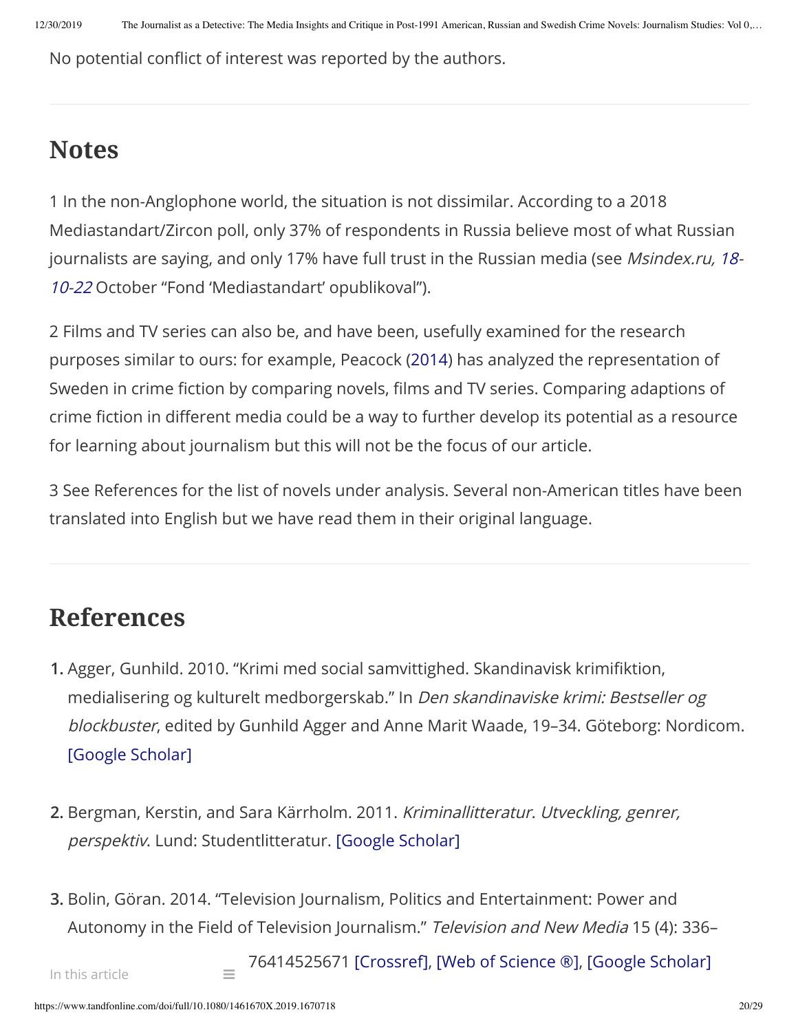No potential conflict of interest was reported by the authors.

## Notes

1 In the non-Anglophone world, the situation is not dissimilar. According to a 2018 Mediastandart/Zircon poll, only 37% of respondents in Russia believe most of what Russian journalists are saying, and only 17% have full trust in the Russian media (see *Msindex.ru, 18-10-22* October "Fond 'Mediastandart' opublikoval").

2 Films and TV series can also be, and have been, usefully examined for the research purposes similar to ours: for example, Peacock (2014) has analyzed the representation of Sweden in crime fiction by comparing novels, films and TV series. Comparing adaptions of crime fiction in different media could be a way to further develop its potential as a resource for learning about journalism but this will not be the focus of our article.

3 See References for the list of novels under analysis. Several non-American titles have been translated into English but we have read them in their original language.

## References

1. Agger, Gunhild. 2010. "Krimi med social samvittighed. Skandinavisk krimifiktion, medialisering og kulturelt medborgerskab." In *Den skandinaviske krimi: Bestseller og blockbuster*, edited by Gunhild Agger and Anne Marit Waade, 19–34. Göteborg: Nordicom. [Google Scholar]

2. Bergman, Kerstin, and Sara Kärrholm. 2011. *Kriminallitteratur. Utveckling, genrer, perspektiv*. Lund: Studentlitteratur. [Google Scholar]

3. Bolin, Göran. 2014. "Television Journalism, Politics and Entertainment: Power and Autonomy in the Field of Television Journalism." *Television and New Media* 15 (4): 336–76414525671 [Crossref], [Web of Science ®], [Google Scholar]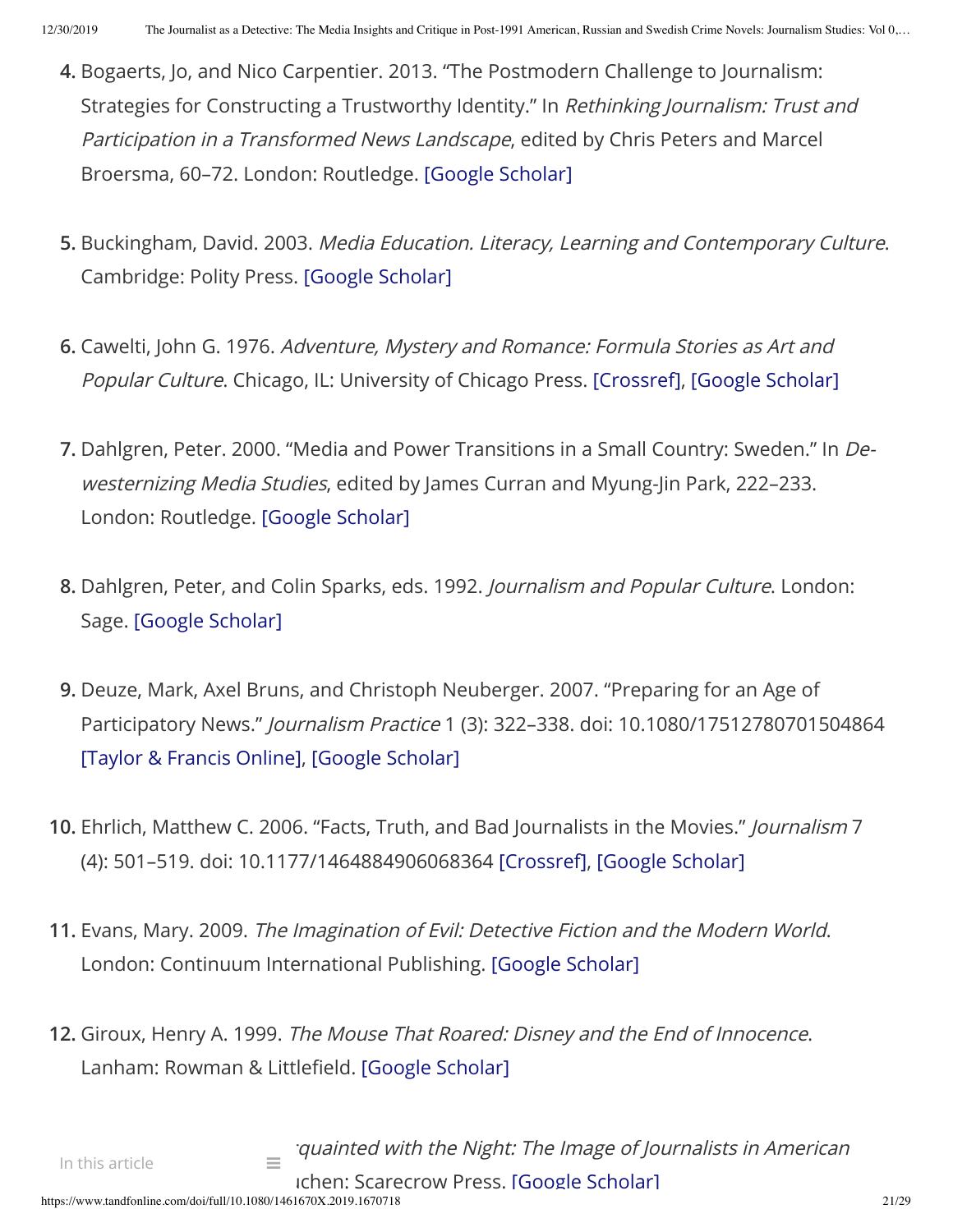4. Bogaerts, Jo, and Nico Carpentier. 2013. "The Postmodern Challenge to Journalism: Strategies for Constructing a Trustworthy Identity." In *Rethinking Journalism: Trust and Participation in a Transformed News Landscape*, edited by Chris Peters and Marcel Broersma, 60–72. London: Routledge. [Google Scholar]

5. Buckingham, David. 2003. *Media Education. Literacy, Learning and Contemporary Culture*. Cambridge: Polity Press. [Google Scholar]

6. Cawelti, John G. 1976. *Adventure, Mystery and Romance: Formula Stories as Art and Popular Culture*. Chicago, IL: University of Chicago Press. [Crossref], [Google Scholar]

7. Dahlgren, Peter. 2000. "Media and Power Transitions in a Small Country: Sweden." In *De-westernizing Media Studies*, edited by James Curran and Myung-Jin Park, 222–233. London: Routledge. [Google Scholar]

8. Dahlgren, Peter, and Colin Sparks, eds. 1992. *Journalism and Popular Culture*. London: Sage. [Google Scholar]

9. Deuze, Mark, Axel Bruns, and Christoph Neuberger. 2007. "Preparing for an Age of Participatory News." *Journalism Practice* 1 (3): 322–338. doi: 10.1080/17512780701504864 [Taylor & Francis Online], [Google Scholar]

10. Ehrlich, Matthew C. 2006. "Facts, Truth, and Bad Journalists in the Movies." *Journalism* 7 (4): 501–519. doi: 10.1177/1464884906068364 [Crossref], [Google Scholar]

11. Evans, Mary. 2009. *The Imagination of Evil: Detective Fiction and the Modern World*. London: Continuum International Publishing. [Google Scholar]

12. Giroux, Henry A. 1999. *The Mouse That Roared: Disney and the End of Innocence*. Lanham: Rowman & Littlefield. [Google Scholar]

*quainted with the Night: The Image of Journalists in American* ichen: Scarecrow Press. [Google Scholar]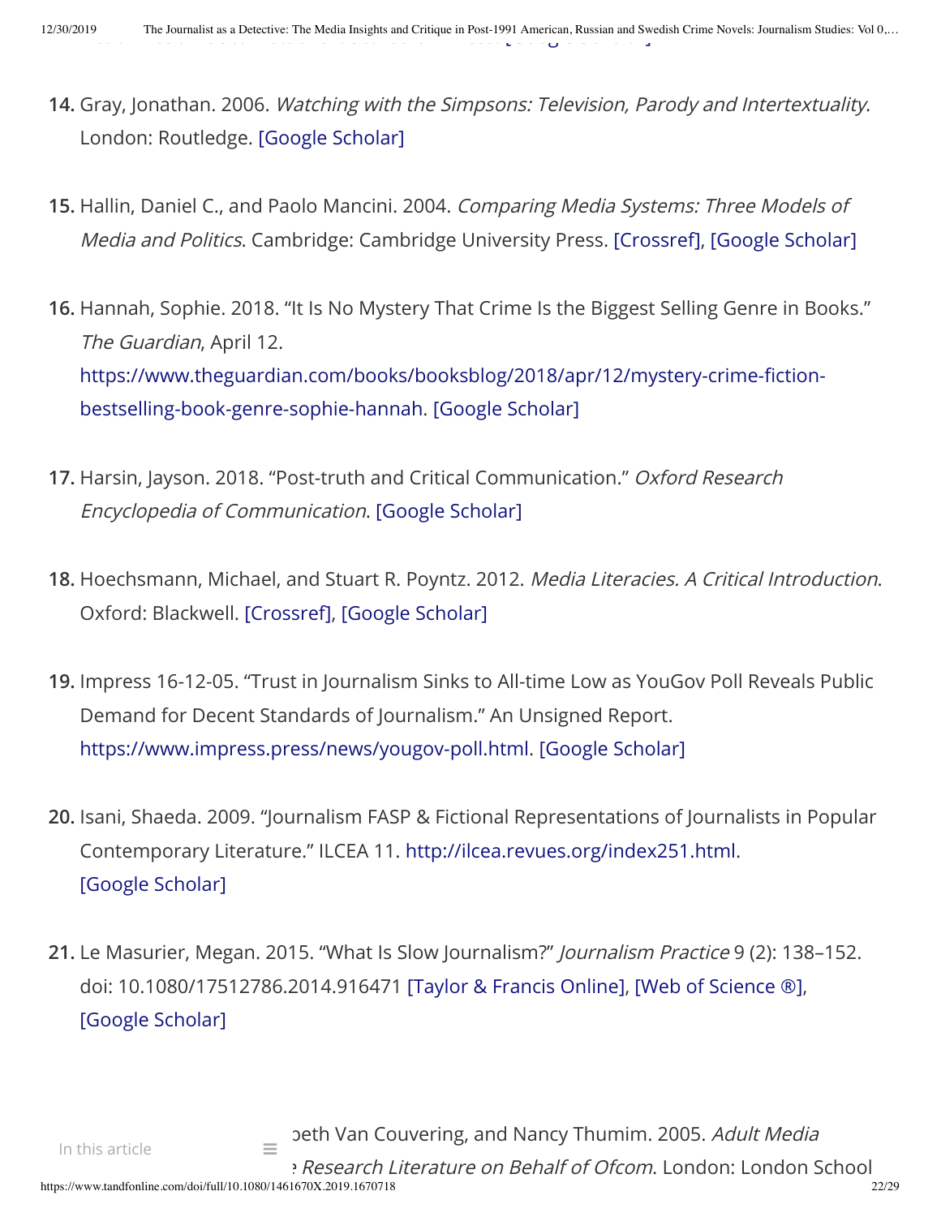14. Gray, Jonathan. 2006. *Watching with the Simpsons: Television, Parody and Intertextuality*. London: Routledge. [Google Scholar]

15. Hallin, Daniel C., and Paolo Mancini. 2004. *Comparing Media Systems: Three Models of Media and Politics*. Cambridge: Cambridge University Press. [Crossref], [Google Scholar]

16. Hannah, Sophie. 2018. "It Is No Mystery That Crime Is the Biggest Selling Genre in Books." *The Guardian*, April 12. https://www.theguardian.com/books/booksblog/2018/apr/12/mystery-crime-fiction-bestselling-book-genre-sophie-hannah. [Google Scholar]

17. Harsin, Jayson. 2018. "Post-truth and Critical Communication." *Oxford Research Encyclopedia of Communication*. [Google Scholar]

18. Hoechsmann, Michael, and Stuart R. Poyntz. 2012. *Media Literacies. A Critical Introduction*. Oxford: Blackwell. [Crossref], [Google Scholar]

19. Impress 16-12-05. "Trust in Journalism Sinks to All-time Low as YouGov Poll Reveals Public Demand for Decent Standards of Journalism." An Unsigned Report. https://www.impress.press/news/yougov-poll.html. [Google Scholar]

20. Isani, Shaeda. 2009. "Journalism FASP & Fictional Representations of Journalists in Popular Contemporary Literature." ILCEA 11. http://ilcea.revues.org/index251.html. [Google Scholar]

21. Le Masurier, Megan. 2015. "What Is Slow Journalism?" *Journalism Practice* 9 (2): 138–152. doi: 10.1080/17512786.2014.916471 [Taylor & Francis Online], [Web of Science ®], [Google Scholar]

…beth Van Couvering, and Nancy Thumim. 2005. *Adult Media …e Research Literature on Behalf of Ofcom*. London: London School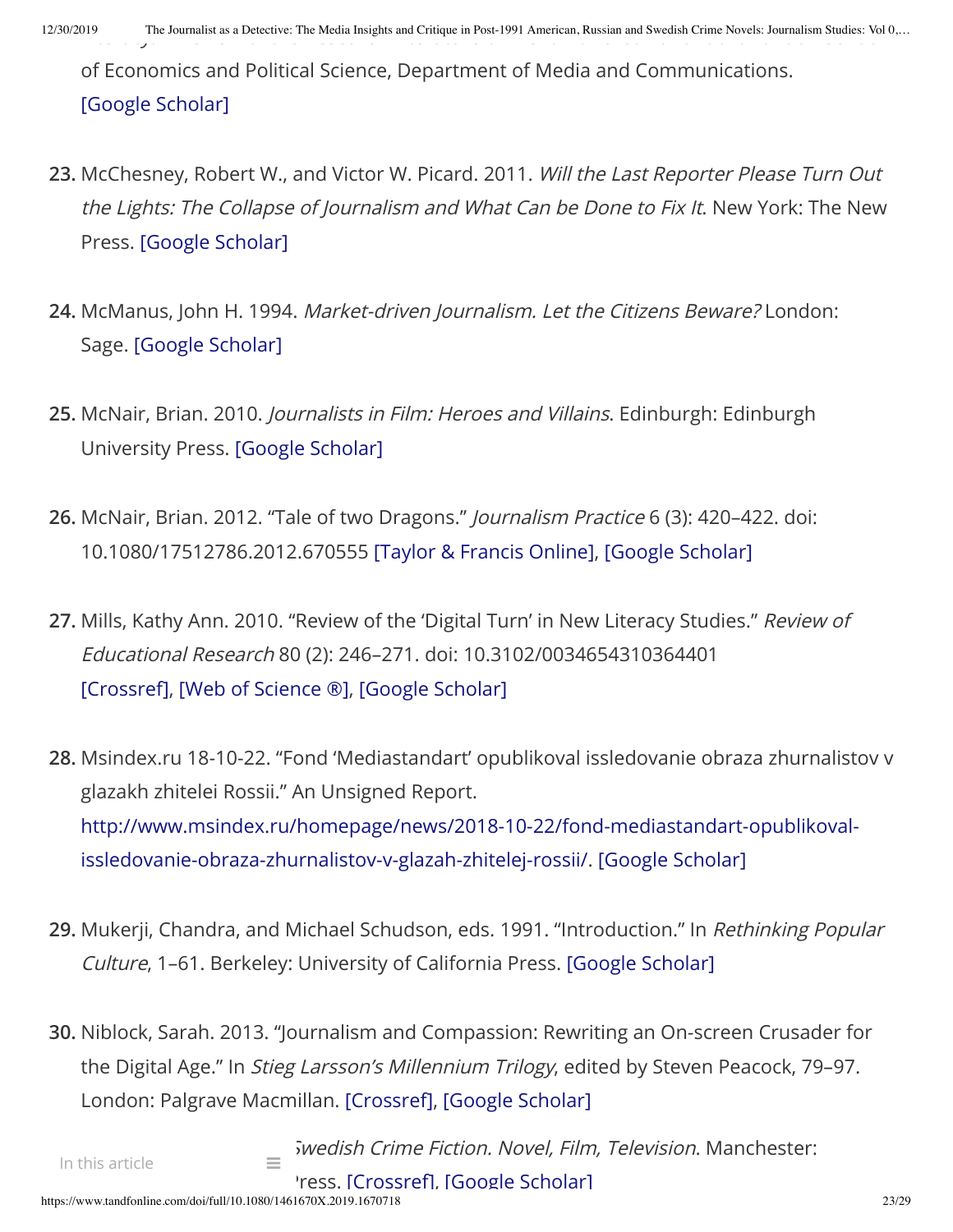of Economics and Political Science, Department of Media and Communications. [Google Scholar]

23. McChesney, Robert W., and Victor W. Picard. 2011. *Will the Last Reporter Please Turn Out the Lights: The Collapse of Journalism and What Can be Done to Fix It*. New York: The New Press. [Google Scholar]

24. McManus, John H. 1994. *Market-driven Journalism. Let the Citizens Beware?* London: Sage. [Google Scholar]

25. McNair, Brian. 2010. *Journalists in Film: Heroes and Villains*. Edinburgh: Edinburgh University Press. [Google Scholar]

26. McNair, Brian. 2012. "Tale of two Dragons." *Journalism Practice* 6 (3): 420–422. doi: 10.1080/17512786.2012.670555 [Taylor & Francis Online], [Google Scholar]

27. Mills, Kathy Ann. 2010. "Review of the 'Digital Turn' in New Literacy Studies." *Review of Educational Research* 80 (2): 246–271. doi: 10.3102/0034654310364401 [Crossref], [Web of Science ®], [Google Scholar]

28. Msindex.ru 18-10-22. "Fond 'Mediastandart' opublikoval issledovanie obraza zhurnalistov v glazakh zhitelei Rossii." An Unsigned Report. http://www.msindex.ru/homepage/news/2018-10-22/fond-mediastandart-opublikoval-issledovanie-obraza-zhurnalistov-v-glazah-zhitelej-rossii/. [Google Scholar]

29. Mukerji, Chandra, and Michael Schudson, eds. 1991. "Introduction." In *Rethinking Popular Culture*, 1–61. Berkeley: University of California Press. [Google Scholar]

30. Niblock, Sarah. 2013. "Journalism and Compassion: Rewriting an On-screen Crusader for the Digital Age." In *Stieg Larsson's Millennium Trilogy*, edited by Steven Peacock, 79–97. London: Palgrave Macmillan. [Crossref], [Google Scholar]

*Swedish Crime Fiction. Novel, Film, Television*. Manchester: Press. [Crossref], [Google Scholar]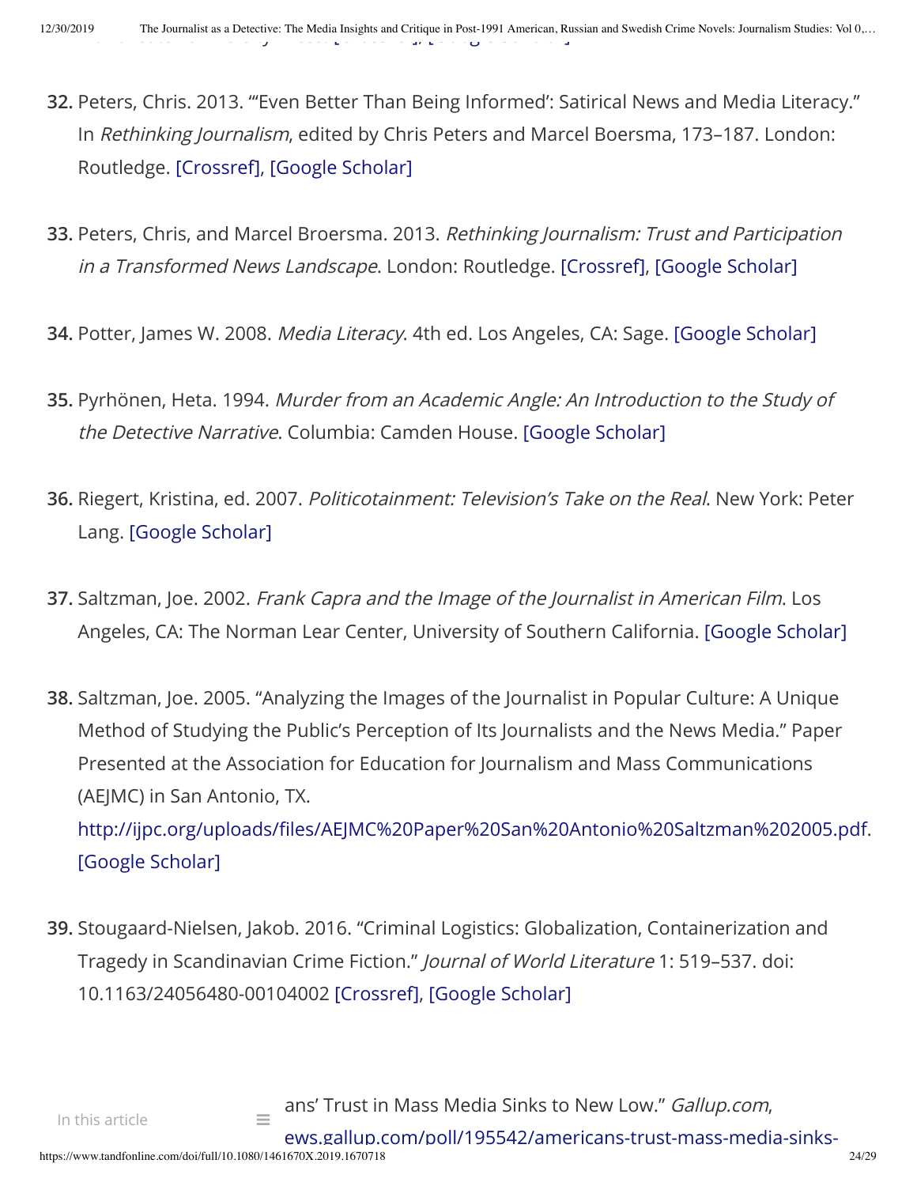32. Peters, Chris. 2013. "'Even Better Than Being Informed': Satirical News and Media Literacy." In *Rethinking Journalism*, edited by Chris Peters and Marcel Boersma, 173–187. London: Routledge. [Crossref], [Google Scholar]

33. Peters, Chris, and Marcel Broersma. 2013. *Rethinking Journalism: Trust and Participation in a Transformed News Landscape*. London: Routledge. [Crossref], [Google Scholar]

34. Potter, James W. 2008. *Media Literacy*. 4th ed. Los Angeles, CA: Sage. [Google Scholar]

35. Pyrhönen, Heta. 1994. *Murder from an Academic Angle: An Introduction to the Study of the Detective Narrative*. Columbia: Camden House. [Google Scholar]

36. Riegert, Kristina, ed. 2007. *Politicotainment: Television's Take on the Real*. New York: Peter Lang. [Google Scholar]

37. Saltzman, Joe. 2002. *Frank Capra and the Image of the Journalist in American Film*. Los Angeles, CA: The Norman Lear Center, University of Southern California. [Google Scholar]

38. Saltzman, Joe. 2005. "Analyzing the Images of the Journalist in Popular Culture: A Unique Method of Studying the Public's Perception of Its Journalists and the News Media." Paper Presented at the Association for Education for Journalism and Mass Communications (AEJMC) in San Antonio, TX. http://ijpc.org/uploads/files/AEJMC%20Paper%20San%20Antonio%20Saltzman%202005.pdf. [Google Scholar]

39. Stougaard-Nielsen, Jakob. 2016. "Criminal Logistics: Globalization, Containerization and Tragedy in Scandinavian Crime Fiction." *Journal of World Literature* 1: 519–537. doi: 10.1163/24056480-00104002 [Crossref], [Google Scholar]

ans' Trust in Mass Media Sinks to New Low." *Gallup.com*, ews.gallup.com/poll/195542/americans-trust-mass-media-sinks-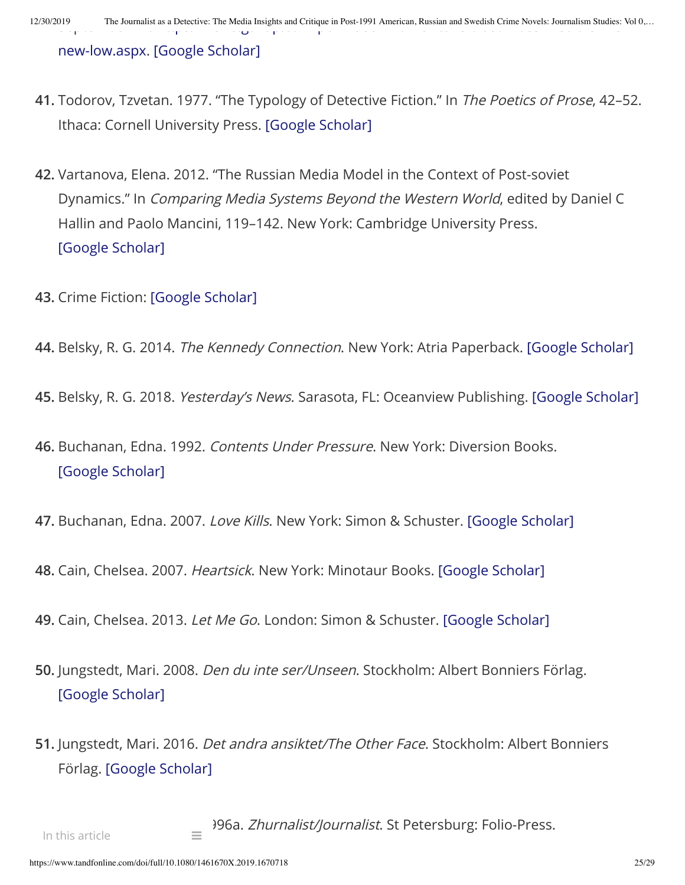new-low.aspx. [Google Scholar]

41. Todorov, Tzvetan. 1977. "The Typology of Detective Fiction." In *The Poetics of Prose*, 42–52. Ithaca: Cornell University Press. [Google Scholar]

42. Vartanova, Elena. 2012. "The Russian Media Model in the Context of Post-soviet Dynamics." In *Comparing Media Systems Beyond the Western World*, edited by Daniel C Hallin and Paolo Mancini, 119–142. New York: Cambridge University Press. [Google Scholar]

43. Crime Fiction: [Google Scholar]

44. Belsky, R. G. 2014. *The Kennedy Connection*. New York: Atria Paperback. [Google Scholar]

45. Belsky, R. G. 2018. *Yesterday's News*. Sarasota, FL: Oceanview Publishing. [Google Scholar]

46. Buchanan, Edna. 1992. *Contents Under Pressure*. New York: Diversion Books. [Google Scholar]

47. Buchanan, Edna. 2007. *Love Kills*. New York: Simon & Schuster. [Google Scholar]

48. Cain, Chelsea. 2007. *Heartsick*. New York: Minotaur Books. [Google Scholar]

49. Cain, Chelsea. 2013. *Let Me Go*. London: Simon & Schuster. [Google Scholar]

50. Jungstedt, Mari. 2008. *Den du inte ser/Unseen*. Stockholm: Albert Bonniers Förlag. [Google Scholar]

51. Jungstedt, Mari. 2016. *Det andra ansiktet/The Other Face*. Stockholm: Albert Bonniers Förlag. [Google Scholar]

)96a. *Zhurnalist/Journalist*. St Petersburg: Folio-Press.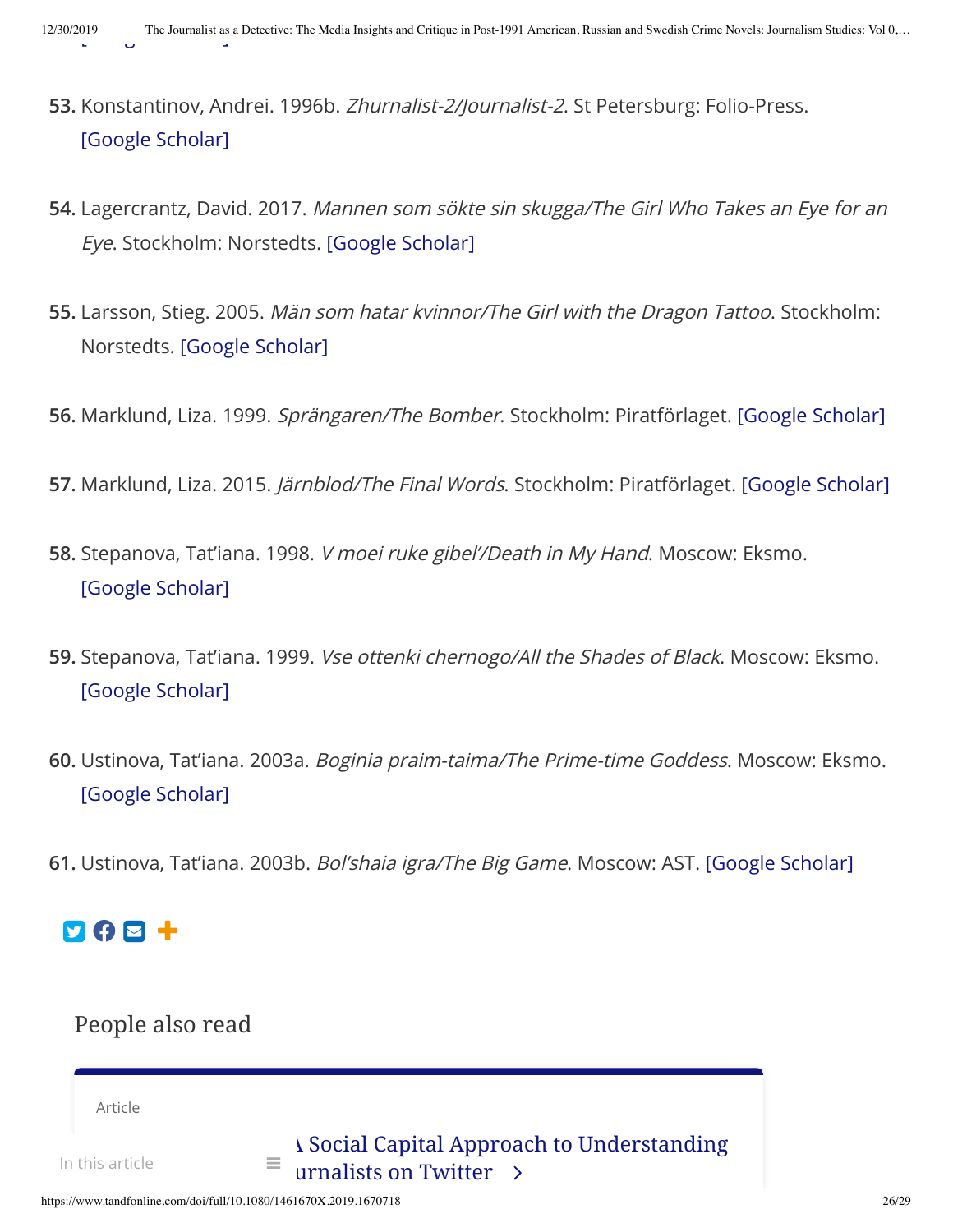53. Konstantinov, Andrei. 1996b. *Zhurnalist-2/Journalist-2*. St Petersburg: Folio-Press. [Google Scholar]

54. Lagercrantz, David. 2017. *Mannen som sökte sin skugga/The Girl Who Takes an Eye for an Eye*. Stockholm: Norstedts. [Google Scholar]

55. Larsson, Stieg. 2005. *Män som hatar kvinnor/The Girl with the Dragon Tattoo*. Stockholm: Norstedts. [Google Scholar]

56. Marklund, Liza. 1999. *Sprängaren/The Bomber*. Stockholm: Piratförlaget. [Google Scholar]

57. Marklund, Liza. 2015. *Järnblod/The Final Words*. Stockholm: Piratförlaget. [Google Scholar]

58. Stepanova, Tat'iana. 1998. *V moei ruke gibel'/Death in My Hand*. Moscow: Eksmo. [Google Scholar]

59. Stepanova, Tat'iana. 1999. *Vse ottenki chernogo/All the Shades of Black*. Moscow: Eksmo. [Google Scholar]

60. Ustinova, Tat'iana. 2003a. *Boginia praim-taima/The Prime-time Goddess*. Moscow: Eksmo. [Google Scholar]

61. Ustinova, Tat'iana. 2003b. *Bol'shaia igra/The Big Game*. Moscow: AST. [Google Scholar]

People also read

Article

A Social Capital Approach to Understanding Journalists on Twitter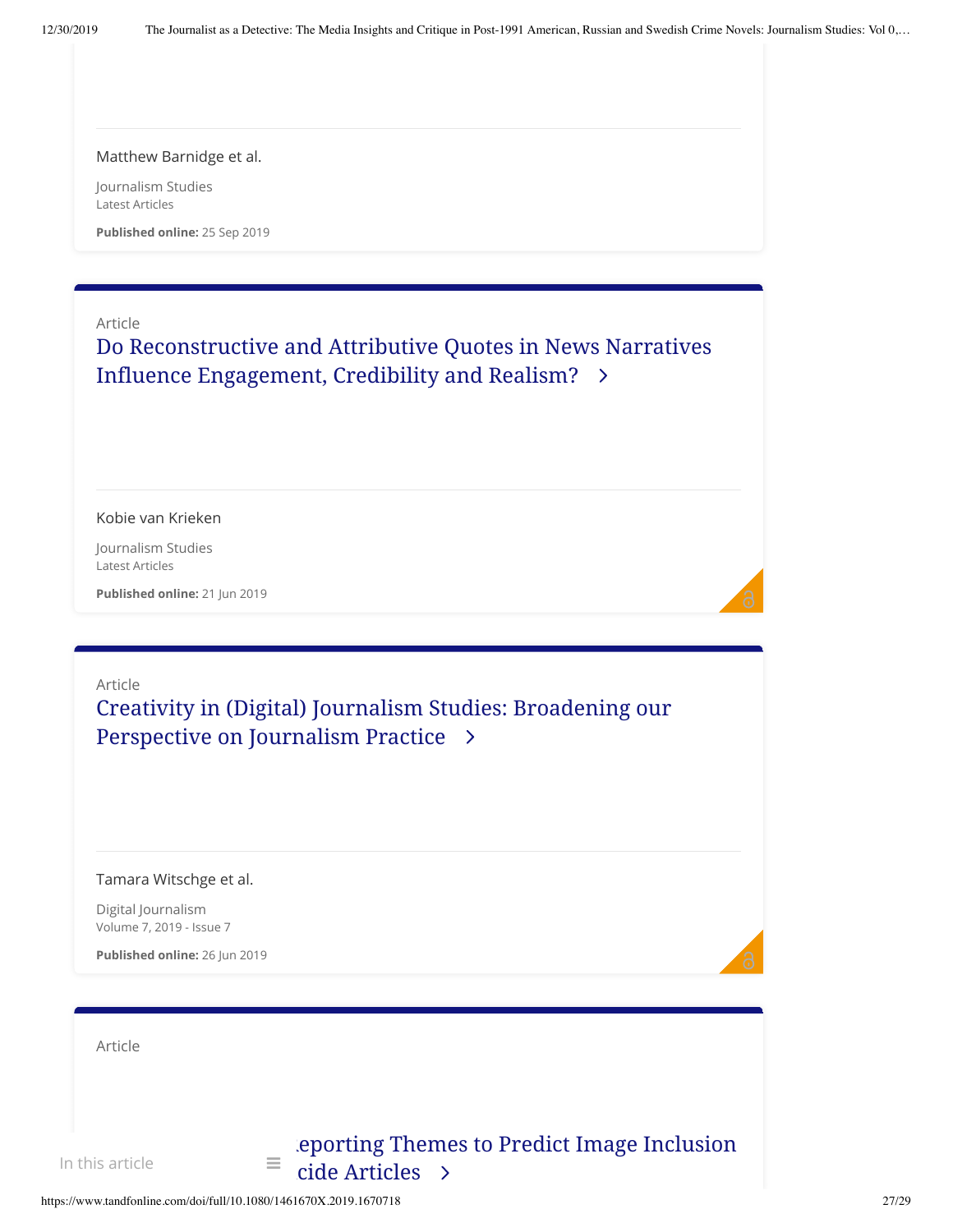Matthew Barnidge et al.

Journalism Studies
Latest Articles

**Published online:** 25 Sep 2019

Article

## Do Reconstructive and Attributive Quotes in News Narratives Influence Engagement, Credibility and Realism?

Kobie van Krieken

Journalism Studies
Latest Articles

**Published online:** 21 Jun 2019

Article

## Creativity in (Digital) Journalism Studies: Broadening our Perspective on Journalism Practice

Tamara Witschge et al.

Digital Journalism
Volume 7, 2019 - Issue 7

**Published online:** 26 Jun 2019

Article

## …eporting Themes to Predict Image Inclusion …cide Articles

In this article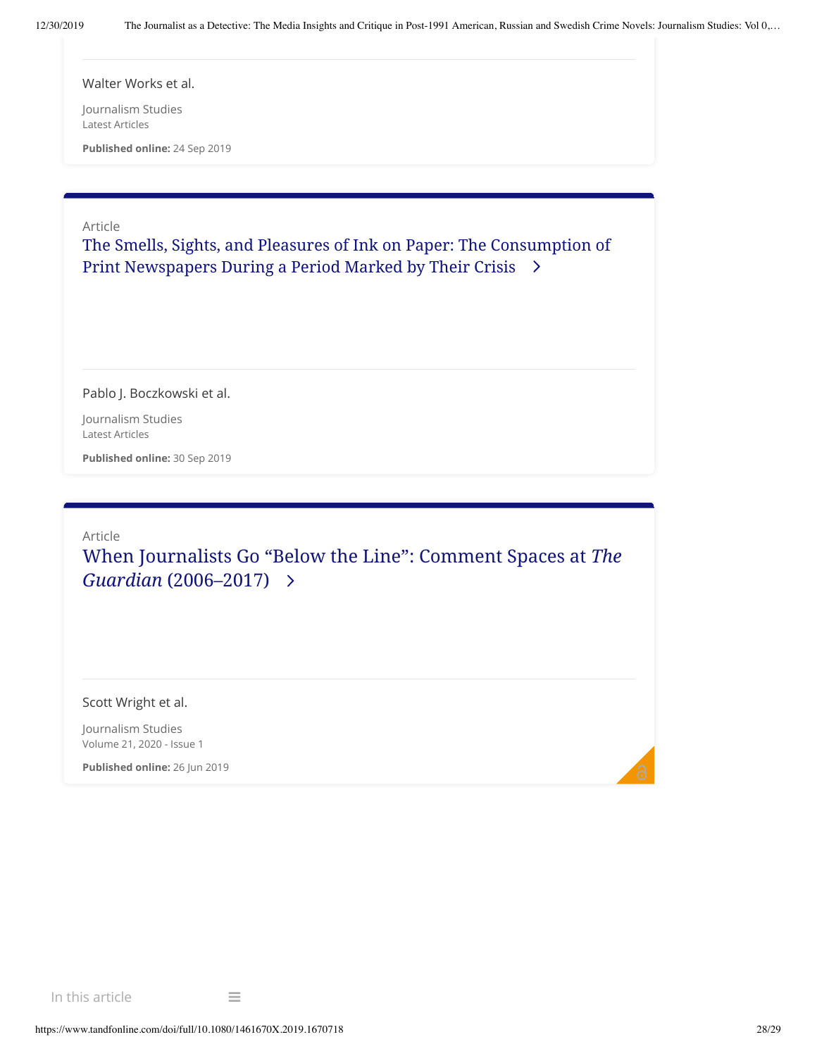Walter Works et al.

Journalism Studies
Latest Articles

**Published online:** 24 Sep 2019

Article

The Smells, Sights, and Pleasures of Ink on Paper: The Consumption of Print Newspapers During a Period Marked by Their Crisis

Pablo J. Boczkowski et al.

Journalism Studies
Latest Articles

**Published online:** 30 Sep 2019

Article

When Journalists Go “Below the Line”: Comment Spaces at *The Guardian* (2006–2017)

Scott Wright et al.

Journalism Studies
Volume 21, 2020 - Issue 1

**Published online:** 26 Jun 2019

In this article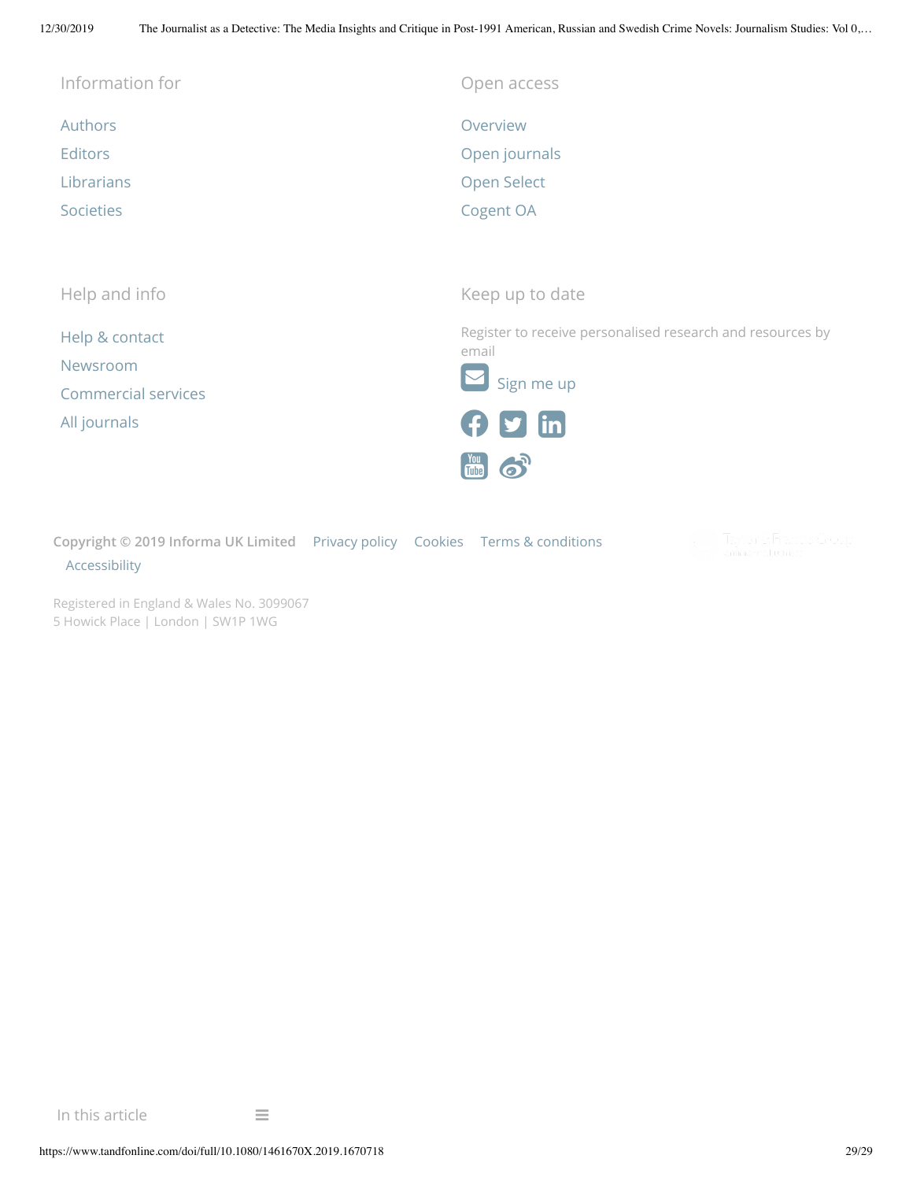## Information for

Authors

Editors

Librarians

Societies

## Open access

Overview

Open journals

Open Select

Cogent OA

## Help and info

Help & contact

Newsroom

Commercial services

All journals

## Keep up to date

Register to receive personalised research and resources by email

Sign me up

**Copyright © 2019 Informa UK Limited** Privacy policy Cookies Terms & conditions Accessibility

Registered in England & Wales No. 3099067
5 Howick Place | London | SW1P 1WG

In this article